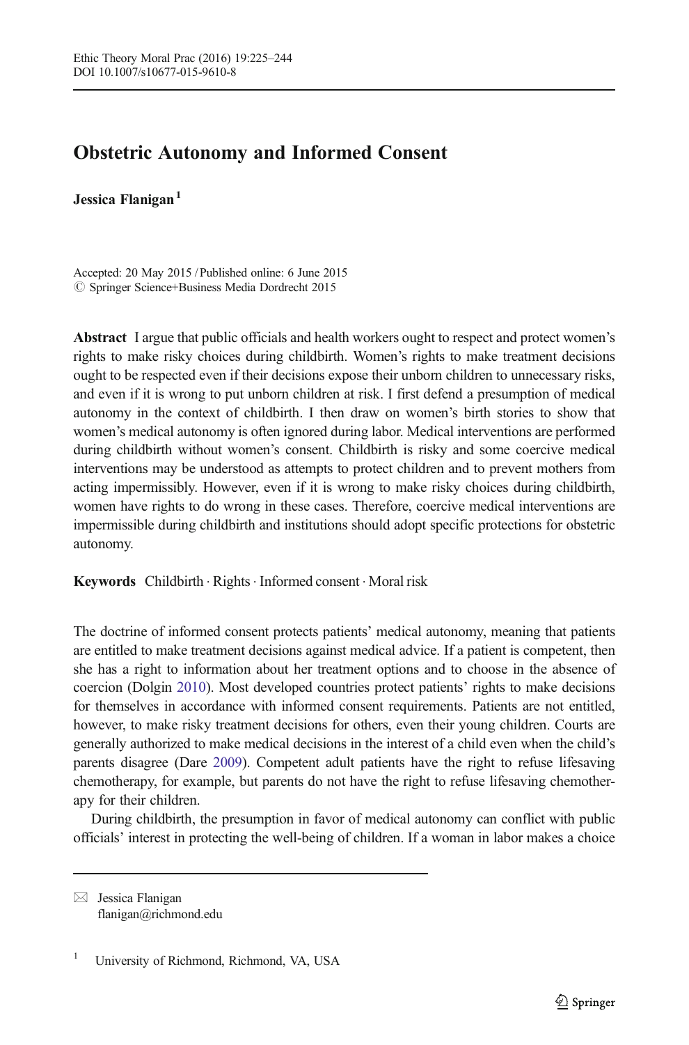# Obstetric Autonomy and Informed Consent

**Jessica Flanigan**[1]

Accepted: 20 May 2015 / Published online: 6 June 2015
© Springer Science+Business Media Dordrecht 2015

**Abstract** I argue that public officials and health workers ought to respect and protect women's rights to make risky choices during childbirth. Women's rights to make treatment decisions ought to be respected even if their decisions expose their unborn children to unnecessary risks, and even if it is wrong to put unborn children at risk. I first defend a presumption of medical autonomy in the context of childbirth. I then draw on women's birth stories to show that women's medical autonomy is often ignored during labor. Medical interventions are performed during childbirth without women's consent. Childbirth is risky and some coercive medical interventions may be understood as attempts to protect children and to prevent mothers from acting impermissibly. However, even if it is wrong to make risky choices during childbirth, women have rights to do wrong in these cases. Therefore, coercive medical interventions are impermissible during childbirth and institutions should adopt specific protections for obstetric autonomy.

**Keywords** Childbirth · Rights · Informed consent · Moral risk

The doctrine of informed consent protects patients' medical autonomy, meaning that patients are entitled to make treatment decisions against medical advice. If a patient is competent, then she has a right to information about her treatment options and to choose in the absence of coercion (Dolgin 2010). Most developed countries protect patients' rights to make decisions for themselves in accordance with informed consent requirements. Patients are not entitled, however, to make risky treatment decisions for others, even their young children. Courts are generally authorized to make medical decisions in the interest of a child even when the child's parents disagree (Dare 2009). Competent adult patients have the right to refuse lifesaving chemotherapy, for example, but parents do not have the right to refuse lifesaving chemotherapy for their children.

During childbirth, the presumption in favor of medical autonomy can conflict with public officials' interest in protecting the well-being of children. If a woman in labor makes a choice

---

✉ Jessica Flanigan
flanigan@richmond.edu

[1] University of Richmond, Richmond, VA, USA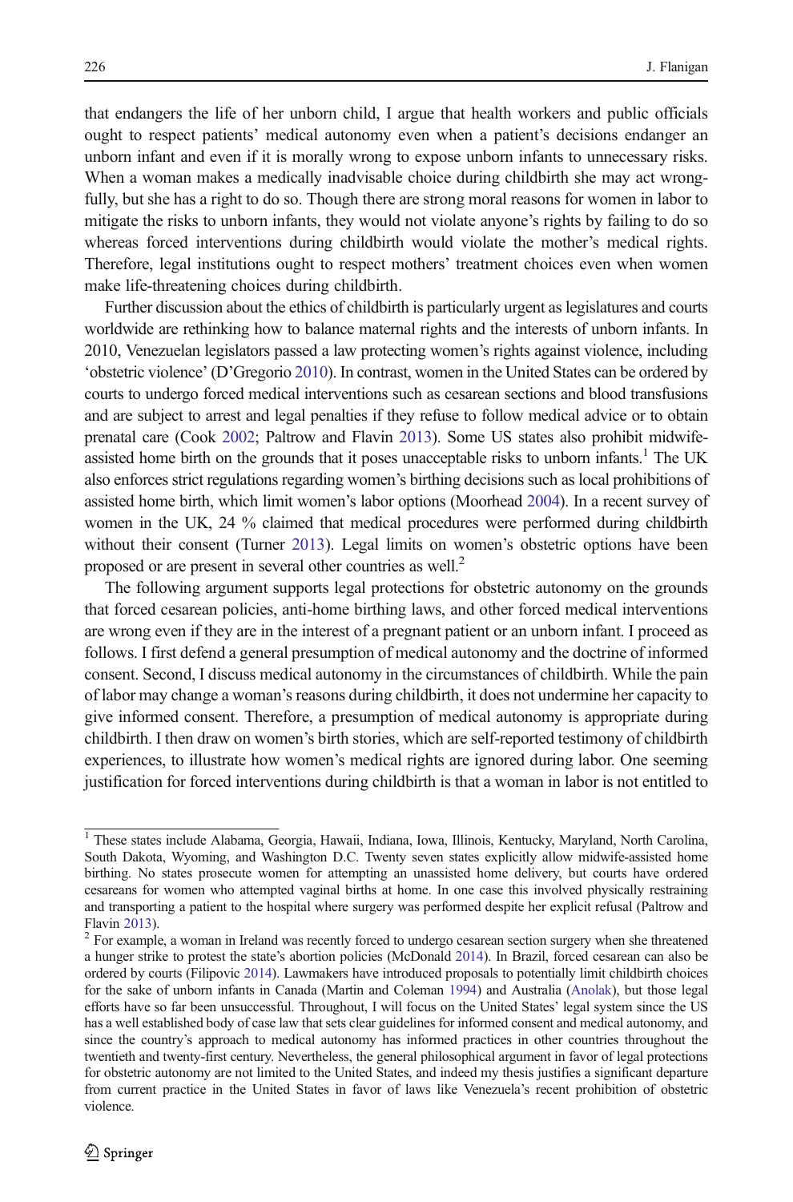that endangers the life of her unborn child, I argue that health workers and public officials ought to respect patients' medical autonomy even when a patient's decisions endanger an unborn infant and even if it is morally wrong to expose unborn infants to unnecessary risks. When a woman makes a medically inadvisable choice during childbirth she may act wrongfully, but she has a right to do so. Though there are strong moral reasons for women in labor to mitigate the risks to unborn infants, they would not violate anyone's rights by failing to do so whereas forced interventions during childbirth would violate the mother's medical rights. Therefore, legal institutions ought to respect mothers' treatment choices even when women make life-threatening choices during childbirth.

Further discussion about the ethics of childbirth is particularly urgent as legislatures and courts worldwide are rethinking how to balance maternal rights and the interests of unborn infants. In 2010, Venezuelan legislators passed a law protecting women's rights against violence, including 'obstetric violence' (D'Gregorio 2010). In contrast, women in the United States can be ordered by courts to undergo forced medical interventions such as cesarean sections and blood transfusions and are subject to arrest and legal penalties if they refuse to follow medical advice or to obtain prenatal care (Cook 2002; Paltrow and Flavin 2013). Some US states also prohibit midwife-assisted home birth on the grounds that it poses unacceptable risks to unborn infants.[1] The UK also enforces strict regulations regarding women's birthing decisions such as local prohibitions of assisted home birth, which limit women's labor options (Moorhead 2004). In a recent survey of women in the UK, 24 % claimed that medical procedures were performed during childbirth without their consent (Turner 2013). Legal limits on women's obstetric options have been proposed or are present in several other countries as well.[2]

The following argument supports legal protections for obstetric autonomy on the grounds that forced cesarean policies, anti-home birthing laws, and other forced medical interventions are wrong even if they are in the interest of a pregnant patient or an unborn infant. I proceed as follows. I first defend a general presumption of medical autonomy and the doctrine of informed consent. Second, I discuss medical autonomy in the circumstances of childbirth. While the pain of labor may change a woman's reasons during childbirth, it does not undermine her capacity to give informed consent. Therefore, a presumption of medical autonomy is appropriate during childbirth. I then draw on women's birth stories, which are self-reported testimony of childbirth experiences, to illustrate how women's medical rights are ignored during labor. One seeming justification for forced interventions during childbirth is that a woman in labor is not entitled to

[1] These states include Alabama, Georgia, Hawaii, Indiana, Iowa, Illinois, Kentucky, Maryland, North Carolina, South Dakota, Wyoming, and Washington D.C. Twenty seven states explicitly allow midwife-assisted home birthing. No states prosecute women for attempting an unassisted home delivery, but courts have ordered cesareans for women who attempted vaginal births at home. In one case this involved physically restraining and transporting a patient to the hospital where surgery was performed despite her explicit refusal (Paltrow and Flavin 2013).

[2] For example, a woman in Ireland was recently forced to undergo cesarean section surgery when she threatened a hunger strike to protest the state's abortion policies (McDonald 2014). In Brazil, forced cesarean can also be ordered by courts (Filipovic 2014). Lawmakers have introduced proposals to potentially limit childbirth choices for the sake of unborn infants in Canada (Martin and Coleman 1994) and Australia (Anolak), but those legal efforts have so far been unsuccessful. Throughout, I will focus on the United States' legal system since the US has a well established body of case law that sets clear guidelines for informed consent and medical autonomy, and since the country's approach to medical autonomy has informed practices in other countries throughout the twentieth and twenty-first century. Nevertheless, the general philosophical argument in favor of legal protections for obstetric autonomy are not limited to the United States, and indeed my thesis justifies a significant departure from current practice in the United States in favor of laws like Venezuela's recent prohibition of obstetric violence.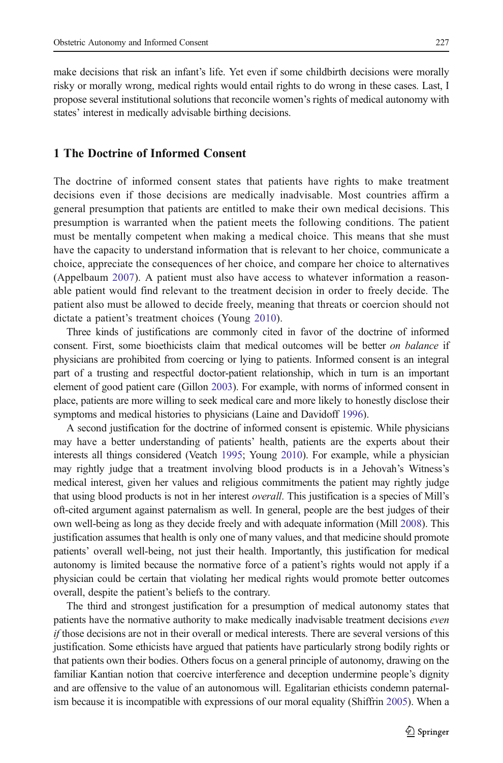make decisions that risk an infant's life. Yet even if some childbirth decisions were morally risky or morally wrong, medical rights would entail rights to do wrong in these cases. Last, I propose several institutional solutions that reconcile women's rights of medical autonomy with states' interest in medically advisable birthing decisions.

## 1 The Doctrine of Informed Consent

The doctrine of informed consent states that patients have rights to make treatment decisions even if those decisions are medically inadvisable. Most countries affirm a general presumption that patients are entitled to make their own medical decisions. This presumption is warranted when the patient meets the following conditions. The patient must be mentally competent when making a medical choice. This means that she must have the capacity to understand information that is relevant to her choice, communicate a choice, appreciate the consequences of her choice, and compare her choice to alternatives (Appelbaum 2007). A patient must also have access to whatever information a reasonable patient would find relevant to the treatment decision in order to freely decide. The patient also must be allowed to decide freely, meaning that threats or coercion should not dictate a patient's treatment choices (Young 2010).

Three kinds of justifications are commonly cited in favor of the doctrine of informed consent. First, some bioethicists claim that medical outcomes will be better *on balance* if physicians are prohibited from coercing or lying to patients. Informed consent is an integral part of a trusting and respectful doctor-patient relationship, which in turn is an important element of good patient care (Gillon 2003). For example, with norms of informed consent in place, patients are more willing to seek medical care and more likely to honestly disclose their symptoms and medical histories to physicians (Laine and Davidoff 1996).

A second justification for the doctrine of informed consent is epistemic. While physicians may have a better understanding of patients' health, patients are the experts about their interests all things considered (Veatch 1995; Young 2010). For example, while a physician may rightly judge that a treatment involving blood products is in a Jehovah's Witness's medical interest, given her values and religious commitments the patient may rightly judge that using blood products is not in her interest *overall*. This justification is a species of Mill's oft-cited argument against paternalism as well. In general, people are the best judges of their own well-being as long as they decide freely and with adequate information (Mill 2008). This justification assumes that health is only one of many values, and that medicine should promote patients' overall well-being, not just their health. Importantly, this justification for medical autonomy is limited because the normative force of a patient's rights would not apply if a physician could be certain that violating her medical rights would promote better outcomes overall, despite the patient's beliefs to the contrary.

The third and strongest justification for a presumption of medical autonomy states that patients have the normative authority to make medically inadvisable treatment decisions *even if* those decisions are not in their overall or medical interests. There are several versions of this justification. Some ethicists have argued that patients have particularly strong bodily rights or that patients own their bodies. Others focus on a general principle of autonomy, drawing on the familiar Kantian notion that coercive interference and deception undermine people's dignity and are offensive to the value of an autonomous will. Egalitarian ethicists condemn paternalism because it is incompatible with expressions of our moral equality (Shiffrin 2005). When a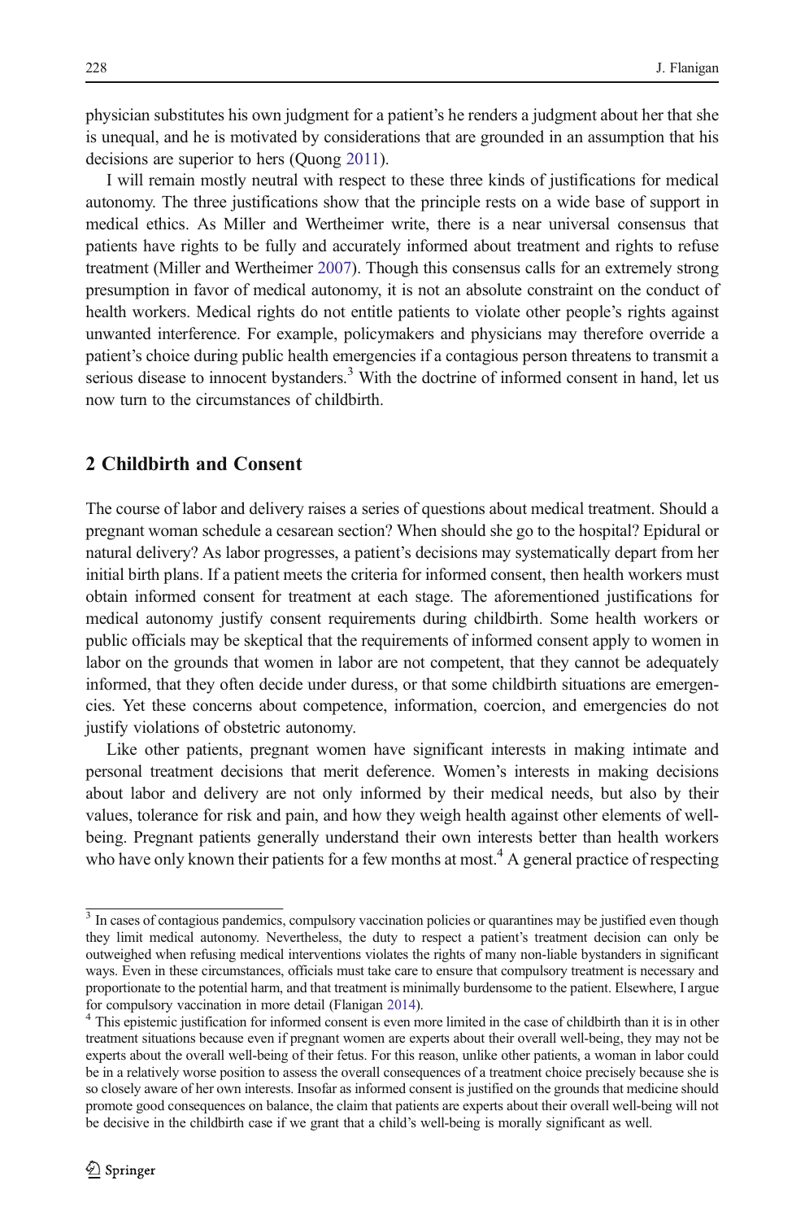physician substitutes his own judgment for a patient's he renders a judgment about her that she is unequal, and he is motivated by considerations that are grounded in an assumption that his decisions are superior to hers (Quong 2011).

I will remain mostly neutral with respect to these three kinds of justifications for medical autonomy. The three justifications show that the principle rests on a wide base of support in medical ethics. As Miller and Wertheimer write, there is a near universal consensus that patients have rights to be fully and accurately informed about treatment and rights to refuse treatment (Miller and Wertheimer 2007). Though this consensus calls for an extremely strong presumption in favor of medical autonomy, it is not an absolute constraint on the conduct of health workers. Medical rights do not entitle patients to violate other people's rights against unwanted interference. For example, policymakers and physicians may therefore override a patient's choice during public health emergencies if a contagious person threatens to transmit a serious disease to innocent bystanders.[3] With the doctrine of informed consent in hand, let us now turn to the circumstances of childbirth.

## 2 Childbirth and Consent

The course of labor and delivery raises a series of questions about medical treatment. Should a pregnant woman schedule a cesarean section? When should she go to the hospital? Epidural or natural delivery? As labor progresses, a patient's decisions may systematically depart from her initial birth plans. If a patient meets the criteria for informed consent, then health workers must obtain informed consent for treatment at each stage. The aforementioned justifications for medical autonomy justify consent requirements during childbirth. Some health workers or public officials may be skeptical that the requirements of informed consent apply to women in labor on the grounds that women in labor are not competent, that they cannot be adequately informed, that they often decide under duress, or that some childbirth situations are emergencies. Yet these concerns about competence, information, coercion, and emergencies do not justify violations of obstetric autonomy.

Like other patients, pregnant women have significant interests in making intimate and personal treatment decisions that merit deference. Women's interests in making decisions about labor and delivery are not only informed by their medical needs, but also by their values, tolerance for risk and pain, and how they weigh health against other elements of well-being. Pregnant patients generally understand their own interests better than health workers who have only known their patients for a few months at most.[4] A general practice of respecting

---

[3] In cases of contagious pandemics, compulsory vaccination policies or quarantines may be justified even though they limit medical autonomy. Nevertheless, the duty to respect a patient's treatment decision can only be outweighed when refusing medical interventions violates the rights of many non-liable bystanders in significant ways. Even in these circumstances, officials must take care to ensure that compulsory treatment is necessary and proportionate to the potential harm, and that treatment is minimally burdensome to the patient. Elsewhere, I argue for compulsory vaccination in more detail (Flanigan 2014).

[4] This epistemic justification for informed consent is even more limited in the case of childbirth than it is in other treatment situations because even if pregnant women are experts about their overall well-being, they may not be experts about the overall well-being of their fetus. For this reason, unlike other patients, a woman in labor could be in a relatively worse position to assess the overall consequences of a treatment choice precisely because she is so closely aware of her own interests. Insofar as informed consent is justified on the grounds that medicine should promote good consequences on balance, the claim that patients are experts about their overall well-being will not be decisive in the childbirth case if we grant that a child's well-being is morally significant as well.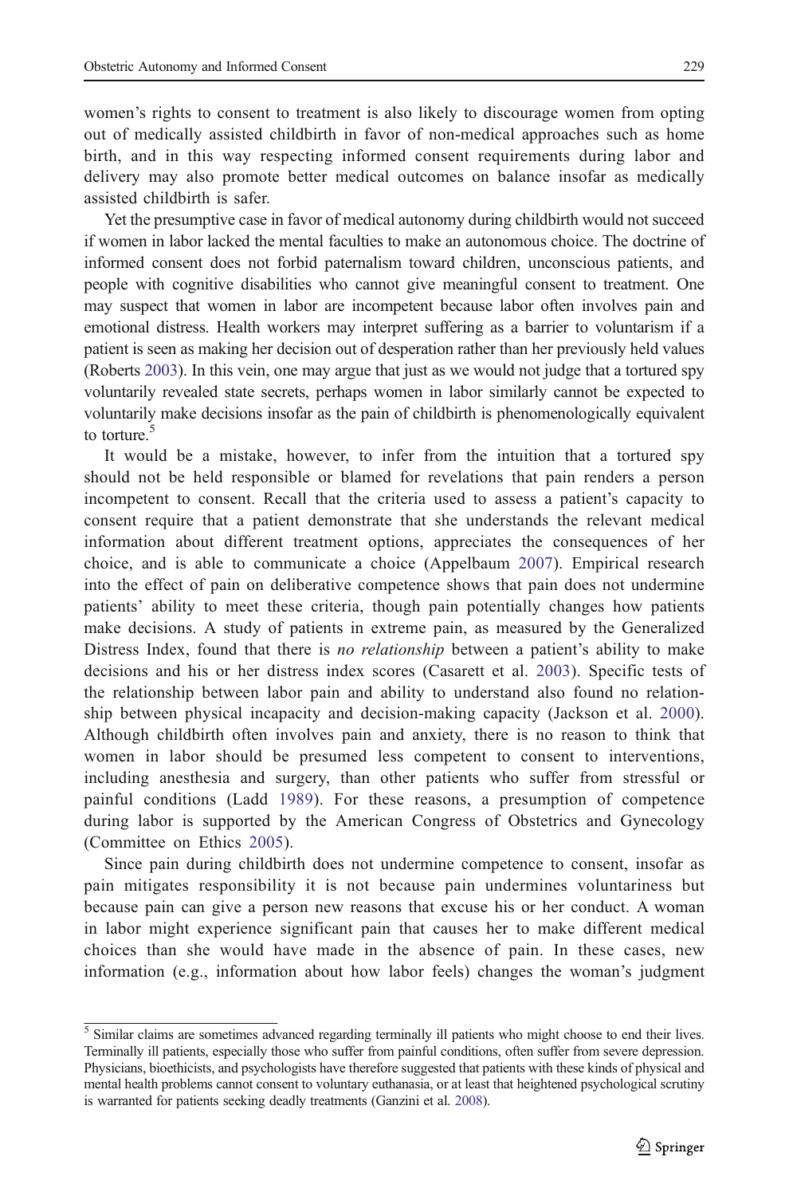women's rights to consent to treatment is also likely to discourage women from opting out of medically assisted childbirth in favor of non-medical approaches such as home birth, and in this way respecting informed consent requirements during labor and delivery may also promote better medical outcomes on balance insofar as medically assisted childbirth is safer.

Yet the presumptive case in favor of medical autonomy during childbirth would not succeed if women in labor lacked the mental faculties to make an autonomous choice. The doctrine of informed consent does not forbid paternalism toward children, unconscious patients, and people with cognitive disabilities who cannot give meaningful consent to treatment. One may suspect that women in labor are incompetent because labor often involves pain and emotional distress. Health workers may interpret suffering as a barrier to voluntarism if a patient is seen as making her decision out of desperation rather than her previously held values (Roberts 2003). In this vein, one may argue that just as we would not judge that a tortured spy voluntarily revealed state secrets, perhaps women in labor similarly cannot be expected to voluntarily make decisions insofar as the pain of childbirth is phenomenologically equivalent to torture.[5]

It would be a mistake, however, to infer from the intuition that a tortured spy should not be held responsible or blamed for revelations that pain renders a person incompetent to consent. Recall that the criteria used to assess a patient's capacity to consent require that a patient demonstrate that she understands the relevant medical information about different treatment options, appreciates the consequences of her choice, and is able to communicate a choice (Appelbaum 2007). Empirical research into the effect of pain on deliberative competence shows that pain does not undermine patients' ability to meet these criteria, though pain potentially changes how patients make decisions. A study of patients in extreme pain, as measured by the Generalized Distress Index, found that there is *no relationship* between a patient's ability to make decisions and his or her distress index scores (Casarett et al. 2003). Specific tests of the relationship between labor pain and ability to understand also found no relationship between physical incapacity and decision-making capacity (Jackson et al. 2000). Although childbirth often involves pain and anxiety, there is no reason to think that women in labor should be presumed less competent to consent to interventions, including anesthesia and surgery, than other patients who suffer from stressful or painful conditions (Ladd 1989). For these reasons, a presumption of competence during labor is supported by the American Congress of Obstetrics and Gynecology (Committee on Ethics 2005).

Since pain during childbirth does not undermine competence to consent, insofar as pain mitigates responsibility it is not because pain undermines voluntariness but because pain can give a person new reasons that excuse his or her conduct. A woman in labor might experience significant pain that causes her to make different medical choices than she would have made in the absence of pain. In these cases, new information (e.g., information about how labor feels) changes the woman's judgment

[5] Similar claims are sometimes advanced regarding terminally ill patients who might choose to end their lives. Terminally ill patients, especially those who suffer from painful conditions, often suffer from severe depression. Physicians, bioethicists, and psychologists have therefore suggested that patients with these kinds of physical and mental health problems cannot consent to voluntary euthanasia, or at least that heightened psychological scrutiny is warranted for patients seeking deadly treatments (Ganzini et al. 2008).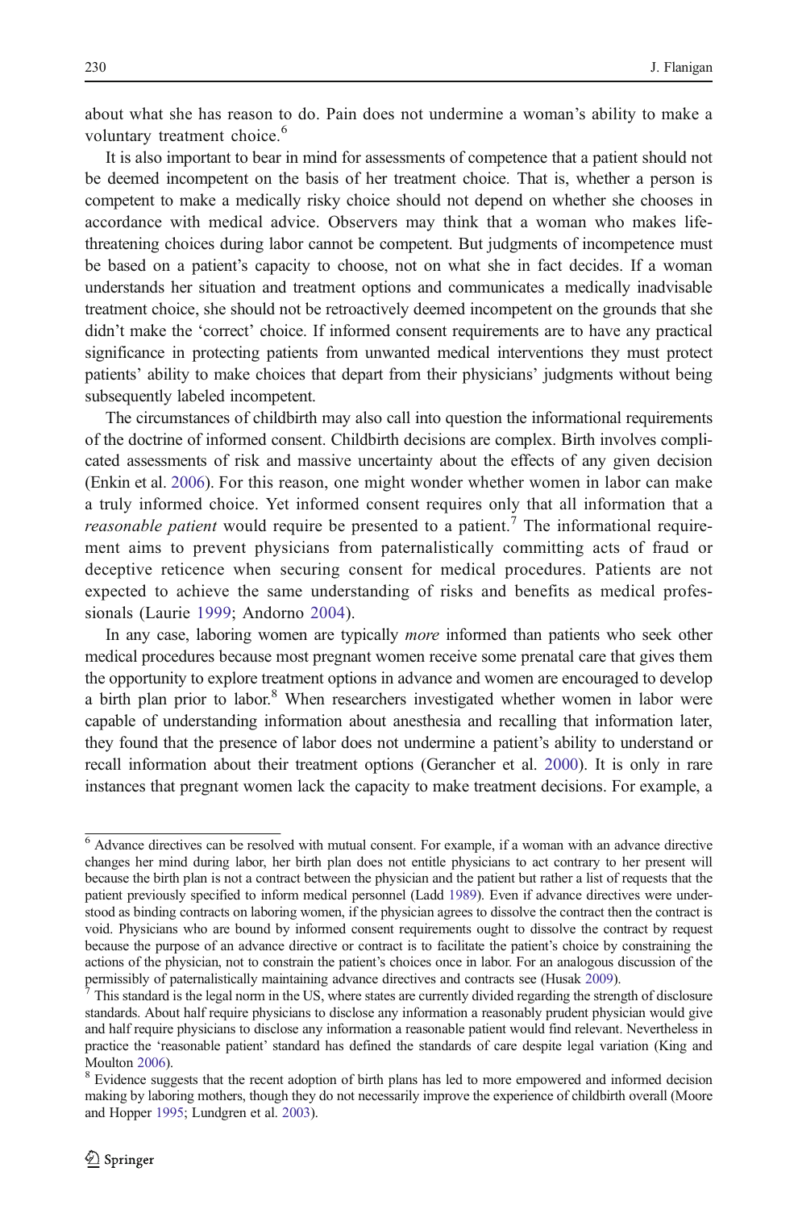about what she has reason to do. Pain does not undermine a woman's ability to make a voluntary treatment choice.[6]

It is also important to bear in mind for assessments of competence that a patient should not be deemed incompetent on the basis of her treatment choice. That is, whether a person is competent to make a medically risky choice should not depend on whether she chooses in accordance with medical advice. Observers may think that a woman who makes life-threatening choices during labor cannot be competent. But judgments of incompetence must be based on a patient's capacity to choose, not on what she in fact decides. If a woman understands her situation and treatment options and communicates a medically inadvisable treatment choice, she should not be retroactively deemed incompetent on the grounds that she didn't make the 'correct' choice. If informed consent requirements are to have any practical significance in protecting patients from unwanted medical interventions they must protect patients' ability to make choices that depart from their physicians' judgments without being subsequently labeled incompetent.

The circumstances of childbirth may also call into question the informational requirements of the doctrine of informed consent. Childbirth decisions are complex. Birth involves complicated assessments of risk and massive uncertainty about the effects of any given decision (Enkin et al. 2006). For this reason, one might wonder whether women in labor can make a truly informed choice. Yet informed consent requires only that all information that a *reasonable patient* would require be presented to a patient.[7] The informational requirement aims to prevent physicians from paternalistically committing acts of fraud or deceptive reticence when securing consent for medical procedures. Patients are not expected to achieve the same understanding of risks and benefits as medical professionals (Laurie 1999; Andorno 2004).

In any case, laboring women are typically *more* informed than patients who seek other medical procedures because most pregnant women receive some prenatal care that gives them the opportunity to explore treatment options in advance and women are encouraged to develop a birth plan prior to labor.[8] When researchers investigated whether women in labor were capable of understanding information about anesthesia and recalling that information later, they found that the presence of labor does not undermine a patient's ability to understand or recall information about their treatment options (Gerancher et al. 2000). It is only in rare instances that pregnant women lack the capacity to make treatment decisions. For example, a

---

[6] Advance directives can be resolved with mutual consent. For example, if a woman with an advance directive changes her mind during labor, her birth plan does not entitle physicians to act contrary to her present will because the birth plan is not a contract between the physician and the patient but rather a list of requests that the patient previously specified to inform medical personnel (Ladd 1989). Even if advance directives were understood as binding contracts on laboring women, if the physician agrees to dissolve the contract then the contract is void. Physicians who are bound by informed consent requirements ought to dissolve the contract by request because the purpose of an advance directive or contract is to facilitate the patient's choice by constraining the actions of the physician, not to constrain the patient's choices once in labor. For an analogous discussion of the permissibly of paternalistically maintaining advance directives and contracts see (Husak 2009).

[7] This standard is the legal norm in the US, where states are currently divided regarding the strength of disclosure standards. About half require physicians to disclose any information a reasonably prudent physician would give and half require physicians to disclose any information a reasonable patient would find relevant. Nevertheless in practice the 'reasonable patient' standard has defined the standards of care despite legal variation (King and Moulton 2006).

[8] Evidence suggests that the recent adoption of birth plans has led to more empowered and informed decision making by laboring mothers, though they do not necessarily improve the experience of childbirth overall (Moore and Hopper 1995; Lundgren et al. 2003).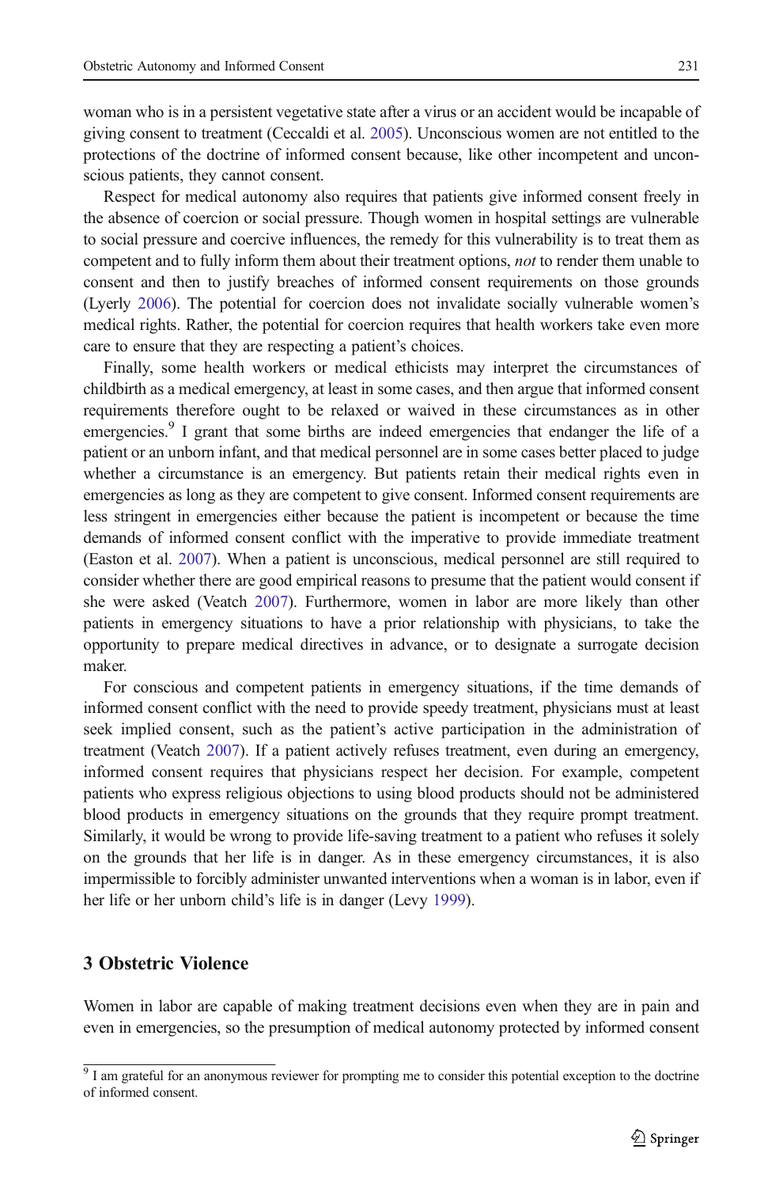woman who is in a persistent vegetative state after a virus or an accident would be incapable of giving consent to treatment (Ceccaldi et al. 2005). Unconscious women are not entitled to the protections of the doctrine of informed consent because, like other incompetent and unconscious patients, they cannot consent.

Respect for medical autonomy also requires that patients give informed consent freely in the absence of coercion or social pressure. Though women in hospital settings are vulnerable to social pressure and coercive influences, the remedy for this vulnerability is to treat them as competent and to fully inform them about their treatment options, *not* to render them unable to consent and then to justify breaches of informed consent requirements on those grounds (Lyerly 2006). The potential for coercion does not invalidate socially vulnerable women's medical rights. Rather, the potential for coercion requires that health workers take even more care to ensure that they are respecting a patient's choices.

Finally, some health workers or medical ethicists may interpret the circumstances of childbirth as a medical emergency, at least in some cases, and then argue that informed consent requirements therefore ought to be relaxed or waived in these circumstances as in other emergencies.[9] I grant that some births are indeed emergencies that endanger the life of a patient or an unborn infant, and that medical personnel are in some cases better placed to judge whether a circumstance is an emergency. But patients retain their medical rights even in emergencies as long as they are competent to give consent. Informed consent requirements are less stringent in emergencies either because the patient is incompetent or because the time demands of informed consent conflict with the imperative to provide immediate treatment (Easton et al. 2007). When a patient is unconscious, medical personnel are still required to consider whether there are good empirical reasons to presume that the patient would consent if she were asked (Veatch 2007). Furthermore, women in labor are more likely than other patients in emergency situations to have a prior relationship with physicians, to take the opportunity to prepare medical directives in advance, or to designate a surrogate decision maker.

For conscious and competent patients in emergency situations, if the time demands of informed consent conflict with the need to provide speedy treatment, physicians must at least seek implied consent, such as the patient's active participation in the administration of treatment (Veatch 2007). If a patient actively refuses treatment, even during an emergency, informed consent requires that physicians respect her decision. For example, competent patients who express religious objections to using blood products should not be administered blood products in emergency situations on the grounds that they require prompt treatment. Similarly, it would be wrong to provide life-saving treatment to a patient who refuses it solely on the grounds that her life is in danger. As in these emergency circumstances, it is also impermissible to forcibly administer unwanted interventions when a woman is in labor, even if her life or her unborn child's life is in danger (Levy 1999).

## 3 Obstetric Violence

Women in labor are capable of making treatment decisions even when they are in pain and even in emergencies, so the presumption of medical autonomy protected by informed consent

[9] I am grateful for an anonymous reviewer for prompting me to consider this potential exception to the doctrine of informed consent.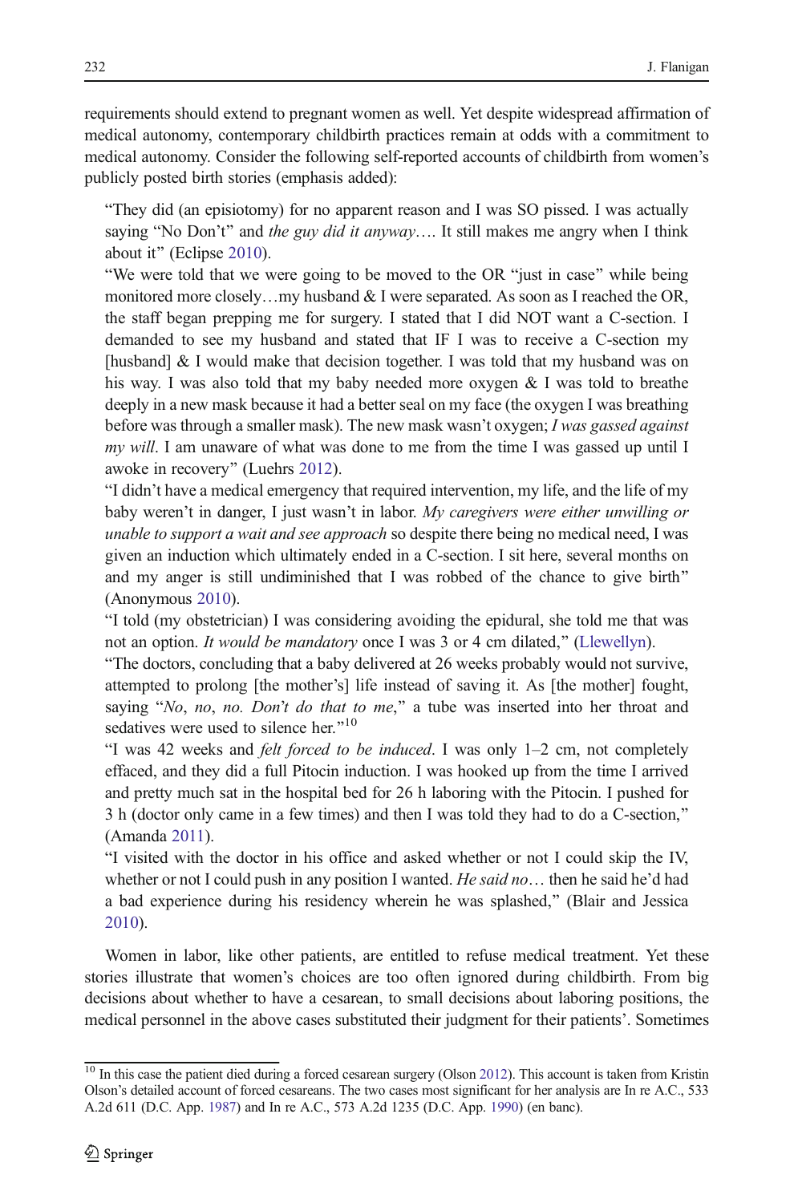requirements should extend to pregnant women as well. Yet despite widespread affirmation of medical autonomy, contemporary childbirth practices remain at odds with a commitment to medical autonomy. Consider the following self-reported accounts of childbirth from women's publicly posted birth stories (emphasis added):

> "They did (an episiotomy) for no apparent reason and I was SO pissed. I was actually saying "No Don't" and *the guy did it anyway*…. It still makes me angry when I think about it" (Eclipse 2010).
>
> "We were told that we were going to be moved to the OR "just in case" while being monitored more closely…my husband & I were separated. As soon as I reached the OR, the staff began prepping me for surgery. I stated that I did NOT want a C-section. I demanded to see my husband and stated that IF I was to receive a C-section my [husband] & I would make that decision together. I was told that my husband was on his way. I was also told that my baby needed more oxygen & I was told to breathe deeply in a new mask because it had a better seal on my face (the oxygen I was breathing before was through a smaller mask). The new mask wasn't oxygen; *I was gassed against my will*. I am unaware of what was done to me from the time I was gassed up until I awoke in recovery" (Luehrs 2012).
>
> "I didn't have a medical emergency that required intervention, my life, and the life of my baby weren't in danger, I just wasn't in labor. *My caregivers were either unwilling or unable to support a wait and see approach* so despite there being no medical need, I was given an induction which ultimately ended in a C-section. I sit here, several months on and my anger is still undiminished that I was robbed of the chance to give birth" (Anonymous 2010).
>
> "I told (my obstetrician) I was considering avoiding the epidural, she told me that was not an option. *It would be mandatory* once I was 3 or 4 cm dilated," (Llewellyn).
>
> "The doctors, concluding that a baby delivered at 26 weeks probably would not survive, attempted to prolong [the mother's] life instead of saving it. As [the mother] fought, saying "*No*, *no*, *no. Don't do that to me*," a tube was inserted into her throat and sedatives were used to silence her."[10]
>
> "I was 42 weeks and *felt forced to be induced*. I was only 1–2 cm, not completely effaced, and they did a full Pitocin induction. I was hooked up from the time I arrived and pretty much sat in the hospital bed for 26 h laboring with the Pitocin. I pushed for 3 h (doctor only came in a few times) and then I was told they had to do a C-section," (Amanda 2011).
>
> "I visited with the doctor in his office and asked whether or not I could skip the IV, whether or not I could push in any position I wanted. *He said no*… then he said he'd had a bad experience during his residency wherein he was splashed," (Blair and Jessica 2010).

Women in labor, like other patients, are entitled to refuse medical treatment. Yet these stories illustrate that women's choices are too often ignored during childbirth. From big decisions about whether to have a cesarean, to small decisions about laboring positions, the medical personnel in the above cases substituted their judgment for their patients'. Sometimes

[10] In this case the patient died during a forced cesarean surgery (Olson 2012). This account is taken from Kristin Olson's detailed account of forced cesareans. The two cases most significant for her analysis are In re A.C., 533 A.2d 611 (D.C. App. 1987) and In re A.C., 573 A.2d 1235 (D.C. App. 1990) (en banc).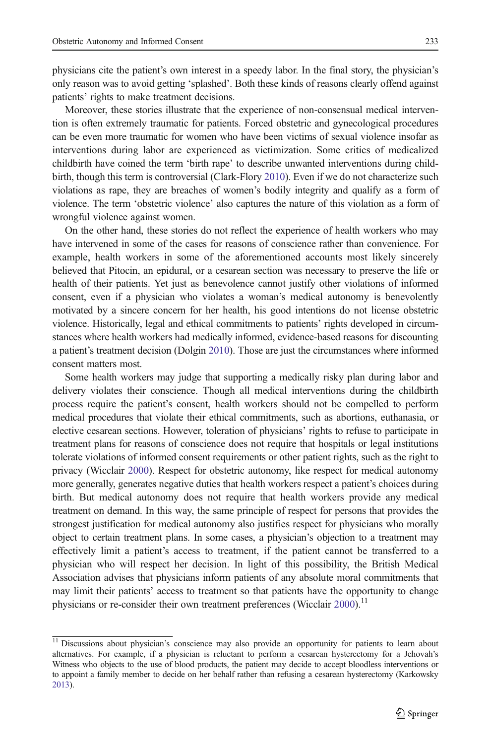physicians cite the patient's own interest in a speedy labor. In the final story, the physician's only reason was to avoid getting 'splashed'. Both these kinds of reasons clearly offend against patients' rights to make treatment decisions.

Moreover, these stories illustrate that the experience of non-consensual medical intervention is often extremely traumatic for patients. Forced obstetric and gynecological procedures can be even more traumatic for women who have been victims of sexual violence insofar as interventions during labor are experienced as victimization. Some critics of medicalized childbirth have coined the term 'birth rape' to describe unwanted interventions during childbirth, though this term is controversial (Clark-Flory 2010). Even if we do not characterize such violations as rape, they are breaches of women's bodily integrity and qualify as a form of violence. The term 'obstetric violence' also captures the nature of this violation as a form of wrongful violence against women.

On the other hand, these stories do not reflect the experience of health workers who may have intervened in some of the cases for reasons of conscience rather than convenience. For example, health workers in some of the aforementioned accounts most likely sincerely believed that Pitocin, an epidural, or a cesarean section was necessary to preserve the life or health of their patients. Yet just as benevolence cannot justify other violations of informed consent, even if a physician who violates a woman's medical autonomy is benevolently motivated by a sincere concern for her health, his good intentions do not license obstetric violence. Historically, legal and ethical commitments to patients' rights developed in circumstances where health workers had medically informed, evidence-based reasons for discounting a patient's treatment decision (Dolgin 2010). Those are just the circumstances where informed consent matters most.

Some health workers may judge that supporting a medically risky plan during labor and delivery violates their conscience. Though all medical interventions during the childbirth process require the patient's consent, health workers should not be compelled to perform medical procedures that violate their ethical commitments, such as abortions, euthanasia, or elective cesarean sections. However, toleration of physicians' rights to refuse to participate in treatment plans for reasons of conscience does not require that hospitals or legal institutions tolerate violations of informed consent requirements or other patient rights, such as the right to privacy (Wicclair 2000). Respect for obstetric autonomy, like respect for medical autonomy more generally, generates negative duties that health workers respect a patient's choices during birth. But medical autonomy does not require that health workers provide any medical treatment on demand. In this way, the same principle of respect for persons that provides the strongest justification for medical autonomy also justifies respect for physicians who morally object to certain treatment plans. In some cases, a physician's objection to a treatment may effectively limit a patient's access to treatment, if the patient cannot be transferred to a physician who will respect her decision. In light of this possibility, the British Medical Association advises that physicians inform patients of any absolute moral commitments that may limit their patients' access to treatment so that patients have the opportunity to change physicians or re-consider their own treatment preferences (Wicclair 2000).[11]

[11] Discussions about physician's conscience may also provide an opportunity for patients to learn about alternatives. For example, if a physician is reluctant to perform a cesarean hysterectomy for a Jehovah's Witness who objects to the use of blood products, the patient may decide to accept bloodless interventions or to appoint a family member to decide on her behalf rather than refusing a cesarean hysterectomy (Karkowsky 2013).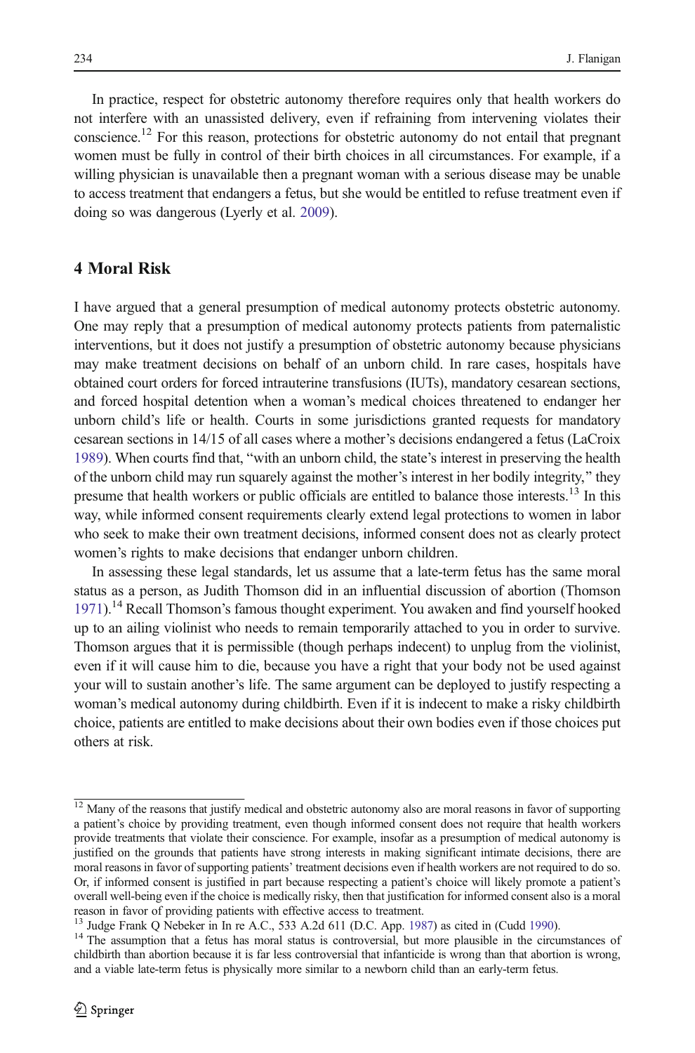In practice, respect for obstetric autonomy therefore requires only that health workers do not interfere with an unassisted delivery, even if refraining from intervening violates their conscience.[12] For this reason, protections for obstetric autonomy do not entail that pregnant women must be fully in control of their birth choices in all circumstances. For example, if a willing physician is unavailable then a pregnant woman with a serious disease may be unable to access treatment that endangers a fetus, but she would be entitled to refuse treatment even if doing so was dangerous (Lyerly et al. 2009).

## 4 Moral Risk

I have argued that a general presumption of medical autonomy protects obstetric autonomy. One may reply that a presumption of medical autonomy protects patients from paternalistic interventions, but it does not justify a presumption of obstetric autonomy because physicians may make treatment decisions on behalf of an unborn child. In rare cases, hospitals have obtained court orders for forced intrauterine transfusions (IUTs), mandatory cesarean sections, and forced hospital detention when a woman's medical choices threatened to endanger her unborn child's life or health. Courts in some jurisdictions granted requests for mandatory cesarean sections in 14/15 of all cases where a mother's decisions endangered a fetus (LaCroix 1989). When courts find that, "with an unborn child, the state's interest in preserving the health of the unborn child may run squarely against the mother's interest in her bodily integrity," they presume that health workers or public officials are entitled to balance those interests.[13] In this way, while informed consent requirements clearly extend legal protections to women in labor who seek to make their own treatment decisions, informed consent does not as clearly protect women's rights to make decisions that endanger unborn children.

In assessing these legal standards, let us assume that a late-term fetus has the same moral status as a person, as Judith Thomson did in an influential discussion of abortion (Thomson 1971).[14] Recall Thomson's famous thought experiment. You awaken and find yourself hooked up to an ailing violinist who needs to remain temporarily attached to you in order to survive. Thomson argues that it is permissible (though perhaps indecent) to unplug from the violinist, even if it will cause him to die, because you have a right that your body not be used against your will to sustain another's life. The same argument can be deployed to justify respecting a woman's medical autonomy during childbirth. Even if it is indecent to make a risky childbirth choice, patients are entitled to make decisions about their own bodies even if those choices put others at risk.

---

[12] Many of the reasons that justify medical and obstetric autonomy also are moral reasons in favor of supporting a patient's choice by providing treatment, even though informed consent does not require that health workers provide treatments that violate their conscience. For example, insofar as a presumption of medical autonomy is justified on the grounds that patients have strong interests in making significant intimate decisions, there are moral reasons in favor of supporting patients' treatment decisions even if health workers are not required to do so. Or, if informed consent is justified in part because respecting a patient's choice will likely promote a patient's overall well-being even if the choice is medically risky, then that justification for informed consent also is a moral reason in favor of providing patients with effective access to treatment.

[13] Judge Frank Q Nebeker in In re A.C., 533 A.2d 611 (D.C. App. 1987) as cited in (Cudd 1990).

[14] The assumption that a fetus has moral status is controversial, but more plausible in the circumstances of childbirth than abortion because it is far less controversial that infanticide is wrong than that abortion is wrong, and a viable late-term fetus is physically more similar to a newborn child than an early-term fetus.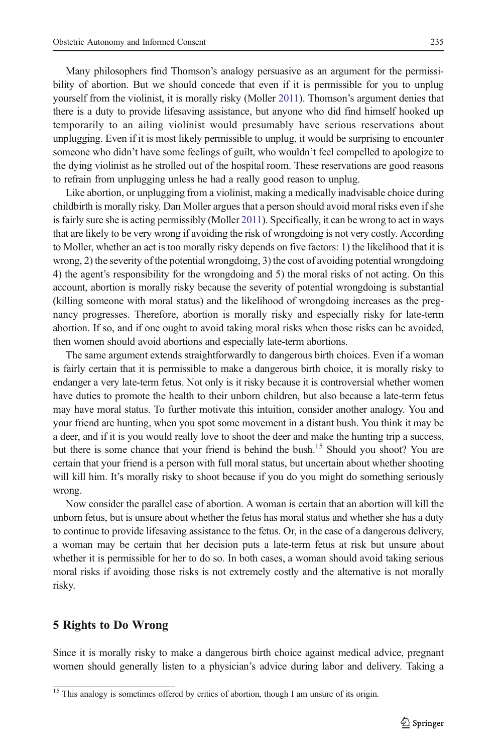Many philosophers find Thomson's analogy persuasive as an argument for the permissibility of abortion. But we should concede that even if it is permissible for you to unplug yourself from the violinist, it is morally risky (Moller 2011). Thomson's argument denies that there is a duty to provide lifesaving assistance, but anyone who did find himself hooked up temporarily to an ailing violinist would presumably have serious reservations about unplugging. Even if it is most likely permissible to unplug, it would be surprising to encounter someone who didn't have some feelings of guilt, who wouldn't feel compelled to apologize to the dying violinist as he strolled out of the hospital room. These reservations are good reasons to refrain from unplugging unless he had a really good reason to unplug.

Like abortion, or unplugging from a violinist, making a medically inadvisable choice during childbirth is morally risky. Dan Moller argues that a person should avoid moral risks even if she is fairly sure she is acting permissibly (Moller 2011). Specifically, it can be wrong to act in ways that are likely to be very wrong if avoiding the risk of wrongdoing is not very costly. According to Moller, whether an act is too morally risky depends on five factors: 1) the likelihood that it is wrong, 2) the severity of the potential wrongdoing, 3) the cost of avoiding potential wrongdoing 4) the agent's responsibility for the wrongdoing and 5) the moral risks of not acting. On this account, abortion is morally risky because the severity of potential wrongdoing is substantial (killing someone with moral status) and the likelihood of wrongdoing increases as the pregnancy progresses. Therefore, abortion is morally risky and especially risky for late-term abortion. If so, and if one ought to avoid taking moral risks when those risks can be avoided, then women should avoid abortions and especially late-term abortions.

The same argument extends straightforwardly to dangerous birth choices. Even if a woman is fairly certain that it is permissible to make a dangerous birth choice, it is morally risky to endanger a very late-term fetus. Not only is it risky because it is controversial whether women have duties to promote the health to their unborn children, but also because a late-term fetus may have moral status. To further motivate this intuition, consider another analogy. You and your friend are hunting, when you spot some movement in a distant bush. You think it may be a deer, and if it is you would really love to shoot the deer and make the hunting trip a success, but there is some chance that your friend is behind the bush.[15] Should you shoot? You are certain that your friend is a person with full moral status, but uncertain about whether shooting will kill him. It's morally risky to shoot because if you do you might do something seriously wrong.

Now consider the parallel case of abortion. A woman is certain that an abortion will kill the unborn fetus, but is unsure about whether the fetus has moral status and whether she has a duty to continue to provide lifesaving assistance to the fetus. Or, in the case of a dangerous delivery, a woman may be certain that her decision puts a late-term fetus at risk but unsure about whether it is permissible for her to do so. In both cases, a woman should avoid taking serious moral risks if avoiding those risks is not extremely costly and the alternative is not morally risky.

## 5 Rights to Do Wrong

Since it is morally risky to make a dangerous birth choice against medical advice, pregnant women should generally listen to a physician's advice during labor and delivery. Taking a

[15] This analogy is sometimes offered by critics of abortion, though I am unsure of its origin.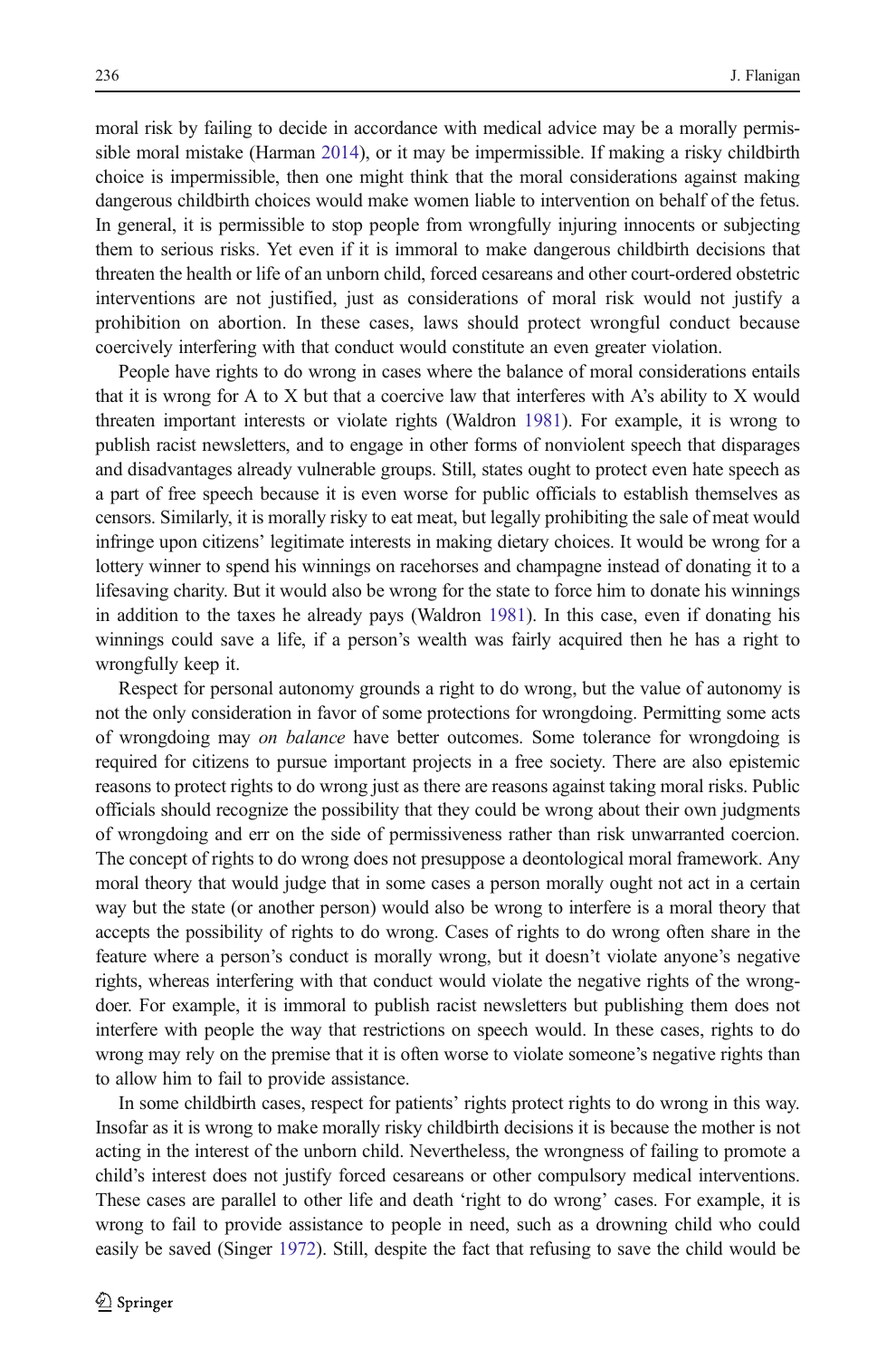moral risk by failing to decide in accordance with medical advice may be a morally permissible moral mistake (Harman 2014), or it may be impermissible. If making a risky childbirth choice is impermissible, then one might think that the moral considerations against making dangerous childbirth choices would make women liable to intervention on behalf of the fetus. In general, it is permissible to stop people from wrongfully injuring innocents or subjecting them to serious risks. Yet even if it is immoral to make dangerous childbirth decisions that threaten the health or life of an unborn child, forced cesareans and other court-ordered obstetric interventions are not justified, just as considerations of moral risk would not justify a prohibition on abortion. In these cases, laws should protect wrongful conduct because coercively interfering with that conduct would constitute an even greater violation.

People have rights to do wrong in cases where the balance of moral considerations entails that it is wrong for A to X but that a coercive law that interferes with A's ability to X would threaten important interests or violate rights (Waldron 1981). For example, it is wrong to publish racist newsletters, and to engage in other forms of nonviolent speech that disparages and disadvantages already vulnerable groups. Still, states ought to protect even hate speech as a part of free speech because it is even worse for public officials to establish themselves as censors. Similarly, it is morally risky to eat meat, but legally prohibiting the sale of meat would infringe upon citizens' legitimate interests in making dietary choices. It would be wrong for a lottery winner to spend his winnings on racehorses and champagne instead of donating it to a lifesaving charity. But it would also be wrong for the state to force him to donate his winnings in addition to the taxes he already pays (Waldron 1981). In this case, even if donating his winnings could save a life, if a person's wealth was fairly acquired then he has a right to wrongfully keep it.

Respect for personal autonomy grounds a right to do wrong, but the value of autonomy is not the only consideration in favor of some protections for wrongdoing. Permitting some acts of wrongdoing may *on balance* have better outcomes. Some tolerance for wrongdoing is required for citizens to pursue important projects in a free society. There are also epistemic reasons to protect rights to do wrong just as there are reasons against taking moral risks. Public officials should recognize the possibility that they could be wrong about their own judgments of wrongdoing and err on the side of permissiveness rather than risk unwarranted coercion. The concept of rights to do wrong does not presuppose a deontological moral framework. Any moral theory that would judge that in some cases a person morally ought not act in a certain way but the state (or another person) would also be wrong to interfere is a moral theory that accepts the possibility of rights to do wrong. Cases of rights to do wrong often share in the feature where a person's conduct is morally wrong, but it doesn't violate anyone's negative rights, whereas interfering with that conduct would violate the negative rights of the wrongdoer. For example, it is immoral to publish racist newsletters but publishing them does not interfere with people the way that restrictions on speech would. In these cases, rights to do wrong may rely on the premise that it is often worse to violate someone's negative rights than to allow him to fail to provide assistance.

In some childbirth cases, respect for patients' rights protect rights to do wrong in this way. Insofar as it is wrong to make morally risky childbirth decisions it is because the mother is not acting in the interest of the unborn child. Nevertheless, the wrongness of failing to promote a child's interest does not justify forced cesareans or other compulsory medical interventions. These cases are parallel to other life and death 'right to do wrong' cases. For example, it is wrong to fail to provide assistance to people in need, such as a drowning child who could easily be saved (Singer 1972). Still, despite the fact that refusing to save the child would be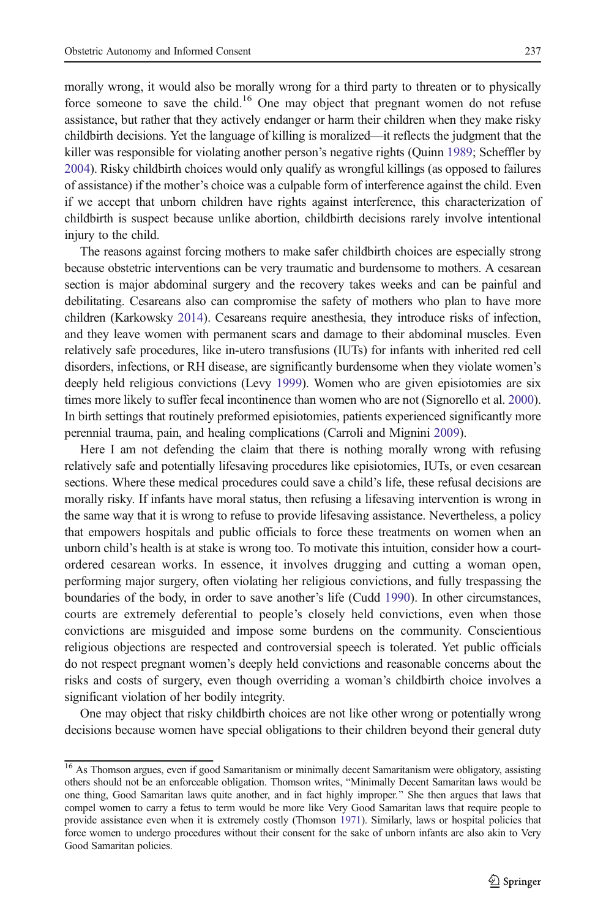morally wrong, it would also be morally wrong for a third party to threaten or to physically force someone to save the child.[16] One may object that pregnant women do not refuse assistance, but rather that they actively endanger or harm their children when they make risky childbirth decisions. Yet the language of killing is moralized—it reflects the judgment that the killer was responsible for violating another person's negative rights (Quinn 1989; Scheffler by 2004). Risky childbirth choices would only qualify as wrongful killings (as opposed to failures of assistance) if the mother's choice was a culpable form of interference against the child. Even if we accept that unborn children have rights against interference, this characterization of childbirth is suspect because unlike abortion, childbirth decisions rarely involve intentional injury to the child.

The reasons against forcing mothers to make safer childbirth choices are especially strong because obstetric interventions can be very traumatic and burdensome to mothers. A cesarean section is major abdominal surgery and the recovery takes weeks and can be painful and debilitating. Cesareans also can compromise the safety of mothers who plan to have more children (Karkowsky 2014). Cesareans require anesthesia, they introduce risks of infection, and they leave women with permanent scars and damage to their abdominal muscles. Even relatively safe procedures, like in-utero transfusions (IUTs) for infants with inherited red cell disorders, infections, or RH disease, are significantly burdensome when they violate women's deeply held religious convictions (Levy 1999). Women who are given episiotomies are six times more likely to suffer fecal incontinence than women who are not (Signorello et al. 2000). In birth settings that routinely preformed episiotomies, patients experienced significantly more perennial trauma, pain, and healing complications (Carroli and Mignini 2009).

Here I am not defending the claim that there is nothing morally wrong with refusing relatively safe and potentially lifesaving procedures like episiotomies, IUTs, or even cesarean sections. Where these medical procedures could save a child's life, these refusal decisions are morally risky. If infants have moral status, then refusing a lifesaving intervention is wrong in the same way that it is wrong to refuse to provide lifesaving assistance. Nevertheless, a policy that empowers hospitals and public officials to force these treatments on women when an unborn child's health is at stake is wrong too. To motivate this intuition, consider how a court-ordered cesarean works. In essence, it involves drugging and cutting a woman open, performing major surgery, often violating her religious convictions, and fully trespassing the boundaries of the body, in order to save another's life (Cudd 1990). In other circumstances, courts are extremely deferential to people's closely held convictions, even when those convictions are misguided and impose some burdens on the community. Conscientious religious objections are respected and controversial speech is tolerated. Yet public officials do not respect pregnant women's deeply held convictions and reasonable concerns about the risks and costs of surgery, even though overriding a woman's childbirth choice involves a significant violation of her bodily integrity.

One may object that risky childbirth choices are not like other wrong or potentially wrong decisions because women have special obligations to their children beyond their general duty

[16] As Thomson argues, even if good Samaritanism or minimally decent Samaritanism were obligatory, assisting others should not be an enforceable obligation. Thomson writes, "Minimally Decent Samaritan laws would be one thing, Good Samaritan laws quite another, and in fact highly improper." She then argues that laws that compel women to carry a fetus to term would be more like Very Good Samaritan laws that require people to provide assistance even when it is extremely costly (Thomson 1971). Similarly, laws or hospital policies that force women to undergo procedures without their consent for the sake of unborn infants are also akin to Very Good Samaritan policies.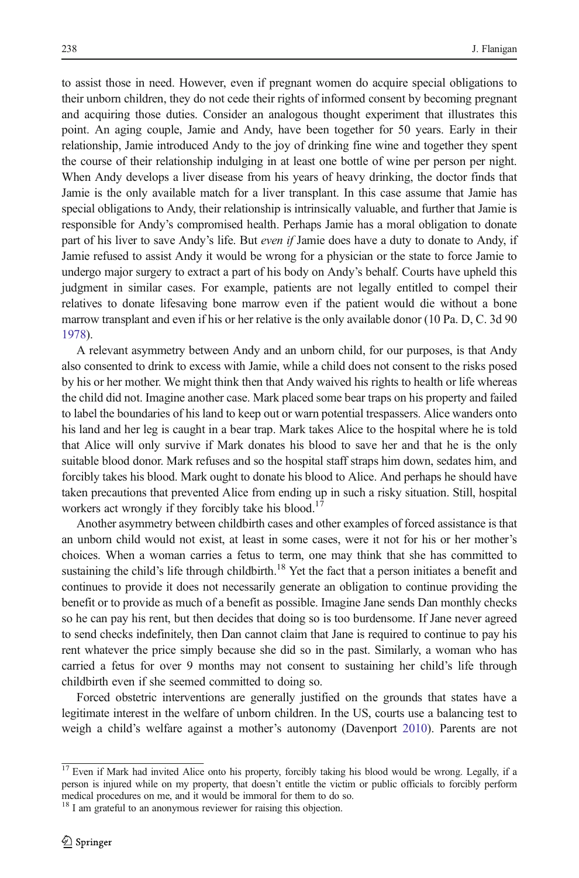to assist those in need. However, even if pregnant women do acquire special obligations to their unborn children, they do not cede their rights of informed consent by becoming pregnant and acquiring those duties. Consider an analogous thought experiment that illustrates this point. An aging couple, Jamie and Andy, have been together for 50 years. Early in their relationship, Jamie introduced Andy to the joy of drinking fine wine and together they spent the course of their relationship indulging in at least one bottle of wine per person per night. When Andy develops a liver disease from his years of heavy drinking, the doctor finds that Jamie is the only available match for a liver transplant. In this case assume that Jamie has special obligations to Andy, their relationship is intrinsically valuable, and further that Jamie is responsible for Andy's compromised health. Perhaps Jamie has a moral obligation to donate part of his liver to save Andy's life. But *even if* Jamie does have a duty to donate to Andy, if Jamie refused to assist Andy it would be wrong for a physician or the state to force Jamie to undergo major surgery to extract a part of his body on Andy's behalf. Courts have upheld this judgment in similar cases. For example, patients are not legally entitled to compel their relatives to donate lifesaving bone marrow even if the patient would die without a bone marrow transplant and even if his or her relative is the only available donor (10 Pa. D, C. 3d 90 1978).

A relevant asymmetry between Andy and an unborn child, for our purposes, is that Andy also consented to drink to excess with Jamie, while a child does not consent to the risks posed by his or her mother. We might think then that Andy waived his rights to health or life whereas the child did not. Imagine another case. Mark placed some bear traps on his property and failed to label the boundaries of his land to keep out or warn potential trespassers. Alice wanders onto his land and her leg is caught in a bear trap. Mark takes Alice to the hospital where he is told that Alice will only survive if Mark donates his blood to save her and that he is the only suitable blood donor. Mark refuses and so the hospital staff straps him down, sedates him, and forcibly takes his blood. Mark ought to donate his blood to Alice. And perhaps he should have taken precautions that prevented Alice from ending up in such a risky situation. Still, hospital workers act wrongly if they forcibly take his blood.[17]

Another asymmetry between childbirth cases and other examples of forced assistance is that an unborn child would not exist, at least in some cases, were it not for his or her mother's choices. When a woman carries a fetus to term, one may think that she has committed to sustaining the child's life through childbirth.[18] Yet the fact that a person initiates a benefit and continues to provide it does not necessarily generate an obligation to continue providing the benefit or to provide as much of a benefit as possible. Imagine Jane sends Dan monthly checks so he can pay his rent, but then decides that doing so is too burdensome. If Jane never agreed to send checks indefinitely, then Dan cannot claim that Jane is required to continue to pay his rent whatever the price simply because she did so in the past. Similarly, a woman who has carried a fetus for over 9 months may not consent to sustaining her child's life through childbirth even if she seemed committed to doing so.

Forced obstetric interventions are generally justified on the grounds that states have a legitimate interest in the welfare of unborn children. In the US, courts use a balancing test to weigh a child's welfare against a mother's autonomy (Davenport 2010). Parents are not

---

[17] Even if Mark had invited Alice onto his property, forcibly taking his blood would be wrong. Legally, if a person is injured while on my property, that doesn't entitle the victim or public officials to forcibly perform medical procedures on me, and it would be immoral for them to do so.

[18] I am grateful to an anonymous reviewer for raising this objection.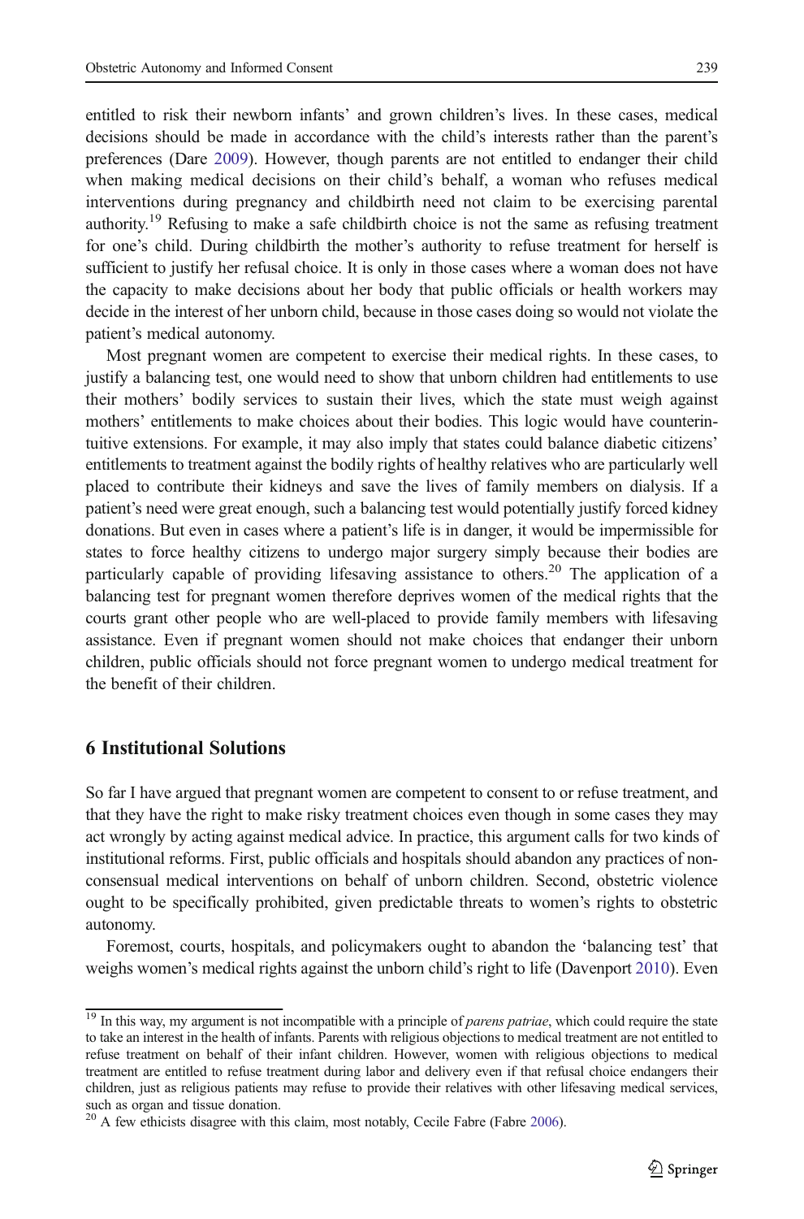entitled to risk their newborn infants' and grown children's lives. In these cases, medical decisions should be made in accordance with the child's interests rather than the parent's preferences (Dare 2009). However, though parents are not entitled to endanger their child when making medical decisions on their child's behalf, a woman who refuses medical interventions during pregnancy and childbirth need not claim to be exercising parental authority.[19] Refusing to make a safe childbirth choice is not the same as refusing treatment for one's child. During childbirth the mother's authority to refuse treatment for herself is sufficient to justify her refusal choice. It is only in those cases where a woman does not have the capacity to make decisions about her body that public officials or health workers may decide in the interest of her unborn child, because in those cases doing so would not violate the patient's medical autonomy.

Most pregnant women are competent to exercise their medical rights. In these cases, to justify a balancing test, one would need to show that unborn children had entitlements to use their mothers' bodily services to sustain their lives, which the state must weigh against mothers' entitlements to make choices about their bodies. This logic would have counterintuitive extensions. For example, it may also imply that states could balance diabetic citizens' entitlements to treatment against the bodily rights of healthy relatives who are particularly well placed to contribute their kidneys and save the lives of family members on dialysis. If a patient's need were great enough, such a balancing test would potentially justify forced kidney donations. But even in cases where a patient's life is in danger, it would be impermissible for states to force healthy citizens to undergo major surgery simply because their bodies are particularly capable of providing lifesaving assistance to others.[20] The application of a balancing test for pregnant women therefore deprives women of the medical rights that the courts grant other people who are well-placed to provide family members with lifesaving assistance. Even if pregnant women should not make choices that endanger their unborn children, public officials should not force pregnant women to undergo medical treatment for the benefit of their children.

## 6 Institutional Solutions

So far I have argued that pregnant women are competent to consent to or refuse treatment, and that they have the right to make risky treatment choices even though in some cases they may act wrongly by acting against medical advice. In practice, this argument calls for two kinds of institutional reforms. First, public officials and hospitals should abandon any practices of non-consensual medical interventions on behalf of unborn children. Second, obstetric violence ought to be specifically prohibited, given predictable threats to women's rights to obstetric autonomy.

Foremost, courts, hospitals, and policymakers ought to abandon the 'balancing test' that weighs women's medical rights against the unborn child's right to life (Davenport 2010). Even

---

[19] In this way, my argument is not incompatible with a principle of *parens patriae*, which could require the state to take an interest in the health of infants. Parents with religious objections to medical treatment are not entitled to refuse treatment on behalf of their infant children. However, women with religious objections to medical treatment are entitled to refuse treatment during labor and delivery even if that refusal choice endangers their children, just as religious patients may refuse to provide their relatives with other lifesaving medical services, such as organ and tissue donation.

[20] A few ethicists disagree with this claim, most notably, Cecile Fabre (Fabre 2006).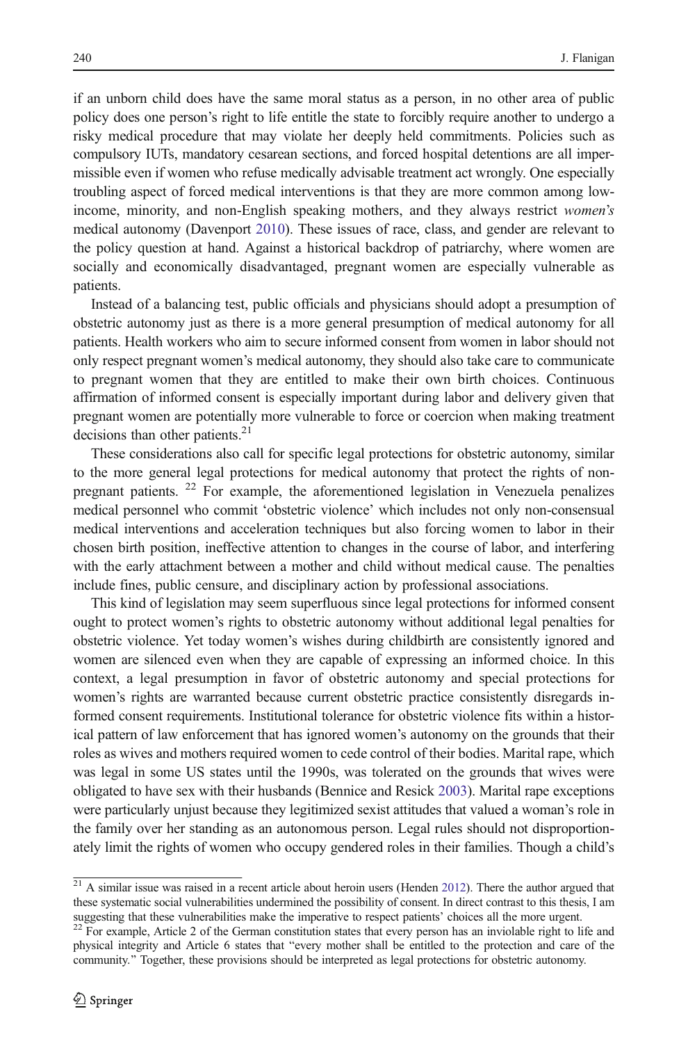if an unborn child does have the same moral status as a person, in no other area of public policy does one person's right to life entitle the state to forcibly require another to undergo a risky medical procedure that may violate her deeply held commitments. Policies such as compulsory IUTs, mandatory cesarean sections, and forced hospital detentions are all impermissible even if women who refuse medically advisable treatment act wrongly. One especially troubling aspect of forced medical interventions is that they are more common among low-income, minority, and non-English speaking mothers, and they always restrict *women's* medical autonomy (Davenport 2010). These issues of race, class, and gender are relevant to the policy question at hand. Against a historical backdrop of patriarchy, where women are socially and economically disadvantaged, pregnant women are especially vulnerable as patients.

Instead of a balancing test, public officials and physicians should adopt a presumption of obstetric autonomy just as there is a more general presumption of medical autonomy for all patients. Health workers who aim to secure informed consent from women in labor should not only respect pregnant women's medical autonomy, they should also take care to communicate to pregnant women that they are entitled to make their own birth choices. Continuous affirmation of informed consent is especially important during labor and delivery given that pregnant women are potentially more vulnerable to force or coercion when making treatment decisions than other patients.[21]

These considerations also call for specific legal protections for obstetric autonomy, similar to the more general legal protections for medical autonomy that protect the rights of non-pregnant patients. [22] For example, the aforementioned legislation in Venezuela penalizes medical personnel who commit 'obstetric violence' which includes not only non-consensual medical interventions and acceleration techniques but also forcing women to labor in their chosen birth position, ineffective attention to changes in the course of labor, and interfering with the early attachment between a mother and child without medical cause. The penalties include fines, public censure, and disciplinary action by professional associations.

This kind of legislation may seem superfluous since legal protections for informed consent ought to protect women's rights to obstetric autonomy without additional legal penalties for obstetric violence. Yet today women's wishes during childbirth are consistently ignored and women are silenced even when they are capable of expressing an informed choice. In this context, a legal presumption in favor of obstetric autonomy and special protections for women's rights are warranted because current obstetric practice consistently disregards informed consent requirements. Institutional tolerance for obstetric violence fits within a historical pattern of law enforcement that has ignored women's autonomy on the grounds that their roles as wives and mothers required women to cede control of their bodies. Marital rape, which was legal in some US states until the 1990s, was tolerated on the grounds that wives were obligated to have sex with their husbands (Bennice and Resick 2003). Marital rape exceptions were particularly unjust because they legitimized sexist attitudes that valued a woman's role in the family over her standing as an autonomous person. Legal rules should not disproportionately limit the rights of women who occupy gendered roles in their families. Though a child's

[21] A similar issue was raised in a recent article about heroin users (Henden 2012). There the author argued that these systematic social vulnerabilities undermined the possibility of consent. In direct contrast to this thesis, I am suggesting that these vulnerabilities make the imperative to respect patients' choices all the more urgent.

[22] For example, Article 2 of the German constitution states that every person has an inviolable right to life and physical integrity and Article 6 states that "every mother shall be entitled to the protection and care of the community." Together, these provisions should be interpreted as legal protections for obstetric autonomy.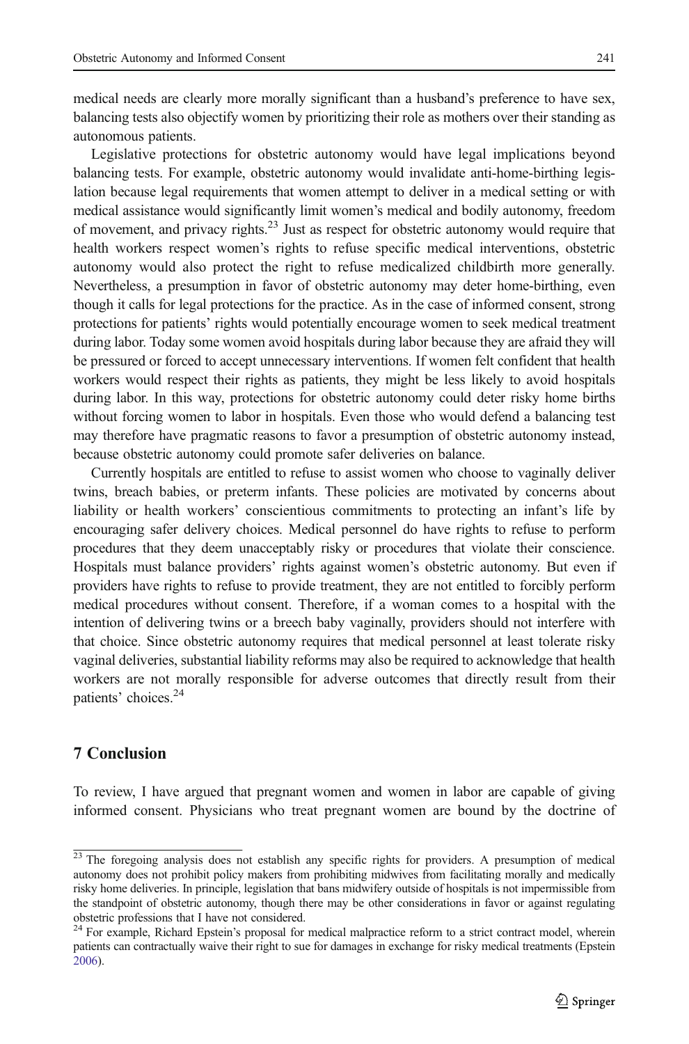medical needs are clearly more morally significant than a husband's preference to have sex, balancing tests also objectify women by prioritizing their role as mothers over their standing as autonomous patients.

Legislative protections for obstetric autonomy would have legal implications beyond balancing tests. For example, obstetric autonomy would invalidate anti-home-birthing legislation because legal requirements that women attempt to deliver in a medical setting or with medical assistance would significantly limit women's medical and bodily autonomy, freedom of movement, and privacy rights.[23] Just as respect for obstetric autonomy would require that health workers respect women's rights to refuse specific medical interventions, obstetric autonomy would also protect the right to refuse medicalized childbirth more generally. Nevertheless, a presumption in favor of obstetric autonomy may deter home-birthing, even though it calls for legal protections for the practice. As in the case of informed consent, strong protections for patients' rights would potentially encourage women to seek medical treatment during labor. Today some women avoid hospitals during labor because they are afraid they will be pressured or forced to accept unnecessary interventions. If women felt confident that health workers would respect their rights as patients, they might be less likely to avoid hospitals during labor. In this way, protections for obstetric autonomy could deter risky home births without forcing women to labor in hospitals. Even those who would defend a balancing test may therefore have pragmatic reasons to favor a presumption of obstetric autonomy instead, because obstetric autonomy could promote safer deliveries on balance.

Currently hospitals are entitled to refuse to assist women who choose to vaginally deliver twins, breach babies, or preterm infants. These policies are motivated by concerns about liability or health workers' conscientious commitments to protecting an infant's life by encouraging safer delivery choices. Medical personnel do have rights to refuse to perform procedures that they deem unacceptably risky or procedures that violate their conscience. Hospitals must balance providers' rights against women's obstetric autonomy. But even if providers have rights to refuse to provide treatment, they are not entitled to forcibly perform medical procedures without consent. Therefore, if a woman comes to a hospital with the intention of delivering twins or a breech baby vaginally, providers should not interfere with that choice. Since obstetric autonomy requires that medical personnel at least tolerate risky vaginal deliveries, substantial liability reforms may also be required to acknowledge that health workers are not morally responsible for adverse outcomes that directly result from their patients' choices.[24]

## 7 Conclusion

To review, I have argued that pregnant women and women in labor are capable of giving informed consent. Physicians who treat pregnant women are bound by the doctrine of

---

[23] The foregoing analysis does not establish any specific rights for providers. A presumption of medical autonomy does not prohibit policy makers from prohibiting midwives from facilitating morally and medically risky home deliveries. In principle, legislation that bans midwifery outside of hospitals is not impermissible from the standpoint of obstetric autonomy, though there may be other considerations in favor or against regulating obstetric professions that I have not considered.

[24] For example, Richard Epstein's proposal for medical malpractice reform to a strict contract model, wherein patients can contractually waive their right to sue for damages in exchange for risky medical treatments (Epstein 2006).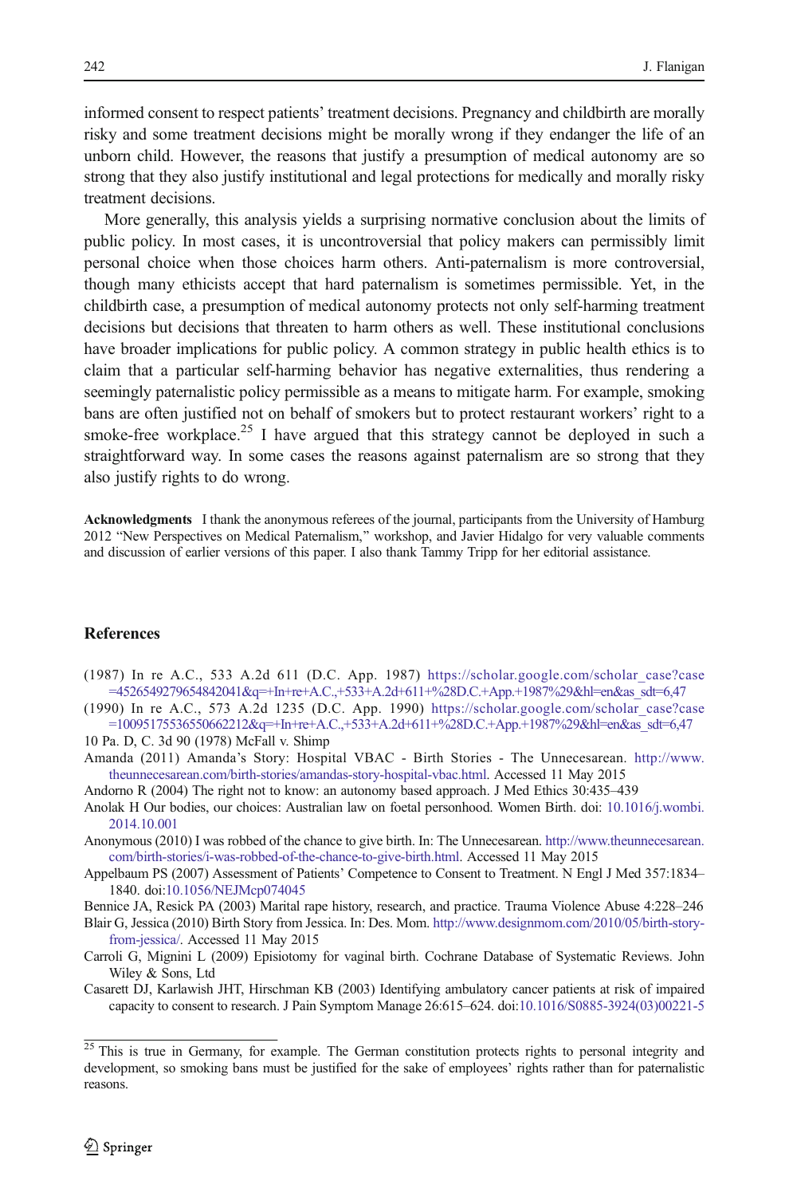informed consent to respect patients' treatment decisions. Pregnancy and childbirth are morally risky and some treatment decisions might be morally wrong if they endanger the life of an unborn child. However, the reasons that justify a presumption of medical autonomy are so strong that they also justify institutional and legal protections for medically and morally risky treatment decisions.

More generally, this analysis yields a surprising normative conclusion about the limits of public policy. In most cases, it is uncontroversial that policy makers can permissibly limit personal choice when those choices harm others. Anti-paternalism is more controversial, though many ethicists accept that hard paternalism is sometimes permissible. Yet, in the childbirth case, a presumption of medical autonomy protects not only self-harming treatment decisions but decisions that threaten to harm others as well. These institutional conclusions have broader implications for public policy. A common strategy in public health ethics is to claim that a particular self-harming behavior has negative externalities, thus rendering a seemingly paternalistic policy permissible as a means to mitigate harm. For example, smoking bans are often justified not on behalf of smokers but to protect restaurant workers' right to a smoke-free workplace.[25] I have argued that this strategy cannot be deployed in such a straightforward way. In some cases the reasons against paternalism are so strong that they also justify rights to do wrong.

**Acknowledgments** I thank the anonymous referees of the journal, participants from the University of Hamburg 2012 "New Perspectives on Medical Paternalism," workshop, and Javier Hidalgo for very valuable comments and discussion of earlier versions of this paper. I also thank Tammy Tripp for her editorial assistance.

## References

(1987) In re A.C., 533 A.2d 611 (D.C. App. 1987) https://scholar.google.com/scholar_case?case=4526549279654842041&q=+In+re+A.C.,+533+A.2d+611+%28D.C.+App.+1987%29&hl=en&as_sdt=6,47

(1990) In re A.C., 573 A.2d 1235 (D.C. App. 1990) https://scholar.google.com/scholar_case?case=10095175536550662212&q=+In+re+A.C.,+533+A.2d+611+%28D.C.+App.+1987%29&hl=en&as_sdt=6,47

10 Pa. D, C. 3d 90 (1978) McFall v. Shimp

Amanda (2011) Amanda's Story: Hospital VBAC - Birth Stories - The Unnecesarean. http://www.theunnecesarean.com/birth-stories/amandas-story-hospital-vbac.html. Accessed 11 May 2015

Andorno R (2004) The right not to know: an autonomy based approach. J Med Ethics 30:435–439

Anolak H Our bodies, our choices: Australian law on foetal personhood. Women Birth. doi: 10.1016/j.wombi.2014.10.001

Anonymous (2010) I was robbed of the chance to give birth. In: The Unnecesarean. http://www.theunnecesarean.com/birth-stories/i-was-robbed-of-the-chance-to-give-birth.html. Accessed 11 May 2015

Appelbaum PS (2007) Assessment of Patients' Competence to Consent to Treatment. N Engl J Med 357:1834–1840. doi:10.1056/NEJMcp074045

Bennice JA, Resick PA (2003) Marital rape history, research, and practice. Trauma Violence Abuse 4:228–246

Blair G, Jessica (2010) Birth Story from Jessica. In: Des. Mom. http://www.designmom.com/2010/05/birth-story-from-jessica/. Accessed 11 May 2015

Carroli G, Mignini L (2009) Episiotomy for vaginal birth. Cochrane Database of Systematic Reviews. John Wiley & Sons, Ltd

Casarett DJ, Karlawish JHT, Hirschman KB (2003) Identifying ambulatory cancer patients at risk of impaired capacity to consent to research. J Pain Symptom Manage 26:615–624. doi:10.1016/S0885-3924(03)00221-5

[25] This is true in Germany, for example. The German constitution protects rights to personal integrity and development, so smoking bans must be justified for the sake of employees' rights rather than for paternalistic reasons.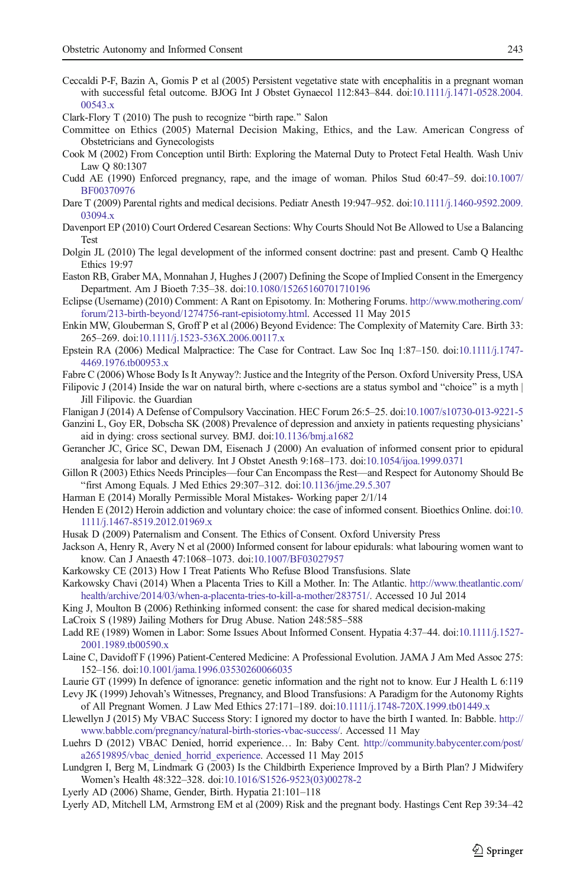Ceccaldi P-F, Bazin A, Gomis P et al (2005) Persistent vegetative state with encephalitis in a pregnant woman with successful fetal outcome. BJOG Int J Obstet Gynaecol 112:843–844. doi:10.1111/j.1471-0528.2004.00543.x

Clark-Flory T (2010) The push to recognize "birth rape." Salon

Committee on Ethics (2005) Maternal Decision Making, Ethics, and the Law. American Congress of Obstetricians and Gynecologists

Cook M (2002) From Conception until Birth: Exploring the Maternal Duty to Protect Fetal Health. Wash Univ Law Q 80:1307

Cudd AE (1990) Enforced pregnancy, rape, and the image of woman. Philos Stud 60:47–59. doi:10.1007/BF00370976

Dare T (2009) Parental rights and medical decisions. Pediatr Anesth 19:947–952. doi:10.1111/j.1460-9592.2009.03094.x

Davenport EP (2010) Court Ordered Cesarean Sections: Why Courts Should Not Be Allowed to Use a Balancing Test

Dolgin JL (2010) The legal development of the informed consent doctrine: past and present. Camb Q Healthc Ethics 19:97

Easton RB, Graber MA, Monnahan J, Hughes J (2007) Defining the Scope of Implied Consent in the Emergency Department. Am J Bioeth 7:35–38. doi:10.1080/15265160701710196

Eclipse (Username) (2010) Comment: A Rant on Episotomy. In: Mothering Forums. http://www.mothering.com/forum/213-birth-beyond/1274756-rant-episiotomy.html. Accessed 11 May 2015

Enkin MW, Glouberman S, Groff P et al (2006) Beyond Evidence: The Complexity of Maternity Care. Birth 33:265–269. doi:10.1111/j.1523-536X.2006.00117.x

Epstein RA (2006) Medical Malpractice: The Case for Contract. Law Soc Inq 1:87–150. doi:10.1111/j.1747-4469.1976.tb00953.x

Fabre C (2006) Whose Body Is It Anyway?: Justice and the Integrity of the Person. Oxford University Press, USA

Filipovic J (2014) Inside the war on natural birth, where c-sections are a status symbol and "choice" is a myth | Jill Filipovic. the Guardian

Flanigan J (2014) A Defense of Compulsory Vaccination. HEC Forum 26:5–25. doi:10.1007/s10730-013-9221-5

Ganzini L, Goy ER, Dobscha SK (2008) Prevalence of depression and anxiety in patients requesting physicians' aid in dying: cross sectional survey. BMJ. doi:10.1136/bmj.a1682

Gerancher JC, Grice SC, Dewan DM, Eisenach J (2000) An evaluation of informed consent prior to epidural analgesia for labor and delivery. Int J Obstet Anesth 9:168–173. doi:10.1054/ijoa.1999.0371

Gillon R (2003) Ethics Needs Principles—four Can Encompass the Rest—and Respect for Autonomy Should Be "first Among Equals. J Med Ethics 29:307–312. doi:10.1136/jme.29.5.307

Harman E (2014) Morally Permissible Moral Mistakes- Working paper 2/1/14

Henden E (2012) Heroin addiction and voluntary choice: the case of informed consent. Bioethics Online. doi:10.1111/j.1467-8519.2012.01969.x

Husak D (2009) Paternalism and Consent. The Ethics of Consent. Oxford University Press

Jackson A, Henry R, Avery N et al (2000) Informed consent for labour epidurals: what labouring women want to know. Can J Anaesth 47:1068–1073. doi:10.1007/BF03027957

Karkowsky CE (2013) How I Treat Patients Who Refuse Blood Transfusions. Slate

Karkowsky Chavi (2014) When a Placenta Tries to Kill a Mother. In: The Atlantic. http://www.theatlantic.com/health/archive/2014/03/when-a-placenta-tries-to-kill-a-mother/283751/. Accessed 10 Jul 2014

King J, Moulton B (2006) Rethinking informed consent: the case for shared medical decision-making

LaCroix S (1989) Jailing Mothers for Drug Abuse. Nation 248:585–588

Ladd RE (1989) Women in Labor: Some Issues About Informed Consent. Hypatia 4:37–44. doi:10.1111/j.1527-2001.1989.tb00590.x

Laine C, Davidoff F (1996) Patient-Centered Medicine: A Professional Evolution. JAMA J Am Med Assoc 275:152–156. doi:10.1001/jama.1996.03530260066035

Laurie GT (1999) In defence of ignorance: genetic information and the right not to know. Eur J Health L 6:119

Levy JK (1999) Jehovah's Witnesses, Pregnancy, and Blood Transfusions: A Paradigm for the Autonomy Rights of All Pregnant Women. J Law Med Ethics 27:171–189. doi:10.1111/j.1748-720X.1999.tb01449.x

Llewellyn J (2015) My VBAC Success Story: I ignored my doctor to have the birth I wanted. In: Babble. http://www.babble.com/pregnancy/natural-birth-stories-vbac-success/. Accessed 11 May

Luehrs D (2012) VBAC Denied, horrid experience… In: Baby Cent. http://community.babycenter.com/post/a26519895/vbac_denied_horrid_experience. Accessed 11 May 2015

Lundgren I, Berg M, Lindmark G (2003) Is the Childbirth Experience Improved by a Birth Plan? J Midwifery Women's Health 48:322–328. doi:10.1016/S1526-9523(03)00278-2

Lyerly AD (2006) Shame, Gender, Birth. Hypatia 21:101–118

Lyerly AD, Mitchell LM, Armstrong EM et al (2009) Risk and the pregnant body. Hastings Cent Rep 39:34–42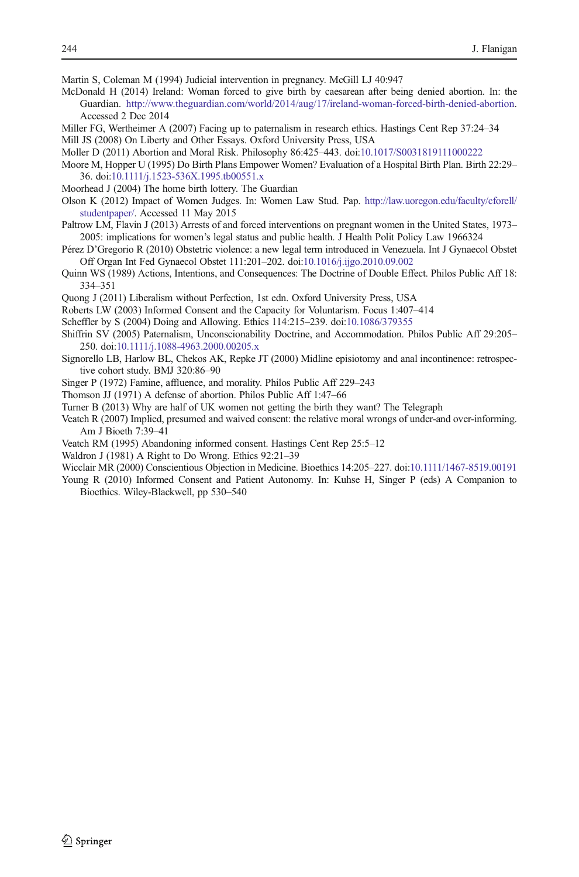Martin S, Coleman M (1994) Judicial intervention in pregnancy. McGill LJ 40:947

McDonald H (2014) Ireland: Woman forced to give birth by caesarean after being denied abortion. In: the Guardian. http://www.theguardian.com/world/2014/aug/17/ireland-woman-forced-birth-denied-abortion. Accessed 2 Dec 2014

Miller FG, Wertheimer A (2007) Facing up to paternalism in research ethics. Hastings Cent Rep 37:24–34

Mill JS (2008) On Liberty and Other Essays. Oxford University Press, USA

Moller D (2011) Abortion and Moral Risk. Philosophy 86:425–443. doi:10.1017/S0031819111000222

Moore M, Hopper U (1995) Do Birth Plans Empower Women? Evaluation of a Hospital Birth Plan. Birth 22:29–36. doi:10.1111/j.1523-536X.1995.tb00551.x

Moorhead J (2004) The home birth lottery. The Guardian

Olson K (2012) Impact of Women Judges. In: Women Law Stud. Pap. http://law.uoregon.edu/faculty/cforell/studentpaper/. Accessed 11 May 2015

Paltrow LM, Flavin J (2013) Arrests of and forced interventions on pregnant women in the United States, 1973–2005: implications for women's legal status and public health. J Health Polit Policy Law 1966324

Pérez D'Gregorio R (2010) Obstetric violence: a new legal term introduced in Venezuela. Int J Gynaecol Obstet Off Organ Int Fed Gynaecol Obstet 111:201–202. doi:10.1016/j.ijgo.2010.09.002

Quinn WS (1989) Actions, Intentions, and Consequences: The Doctrine of Double Effect. Philos Public Aff 18: 334–351

Quong J (2011) Liberalism without Perfection, 1st edn. Oxford University Press, USA

Roberts LW (2003) Informed Consent and the Capacity for Voluntarism. Focus 1:407–414

Scheffler by S (2004) Doing and Allowing. Ethics 114:215–239. doi:10.1086/379355

Shiffrin SV (2005) Paternalism, Unconscionability Doctrine, and Accommodation. Philos Public Aff 29:205–250. doi:10.1111/j.1088-4963.2000.00205.x

Signorello LB, Harlow BL, Chekos AK, Repke JT (2000) Midline episiotomy and anal incontinence: retrospective cohort study. BMJ 320:86–90

Singer P (1972) Famine, affluence, and morality. Philos Public Aff 229–243

Thomson JJ (1971) A defense of abortion. Philos Public Aff 1:47–66

Turner B (2013) Why are half of UK women not getting the birth they want? The Telegraph

Veatch R (2007) Implied, presumed and waived consent: the relative moral wrongs of under-and over-informing. Am J Bioeth 7:39–41

Veatch RM (1995) Abandoning informed consent. Hastings Cent Rep 25:5–12

Waldron J (1981) A Right to Do Wrong. Ethics 92:21–39

Wicclair MR (2000) Conscientious Objection in Medicine. Bioethics 14:205–227. doi:10.1111/1467-8519.00191

Young R (2010) Informed Consent and Patient Autonomy. In: Kuhse H, Singer P (eds) A Companion to Bioethics. Wiley-Blackwell, pp 530–540